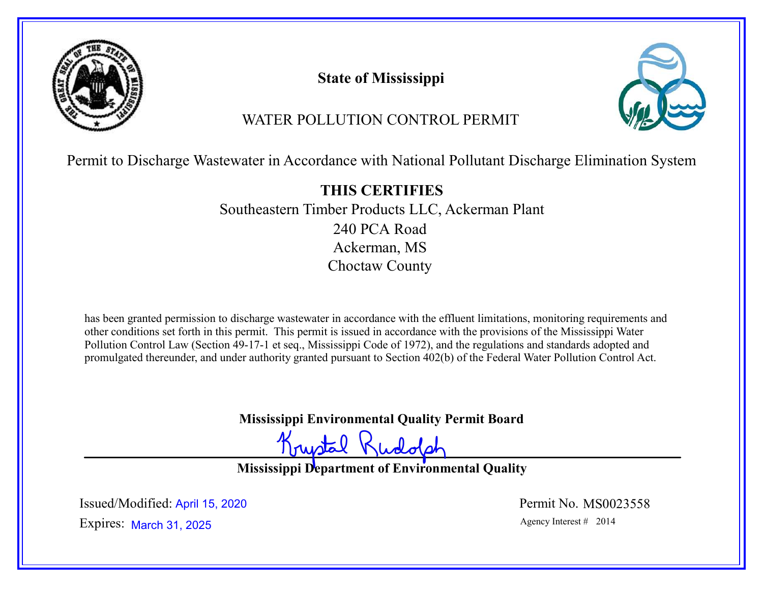# State of Mississippi

## WATER POLLUTION CONTROL PERMIT

Permit to Discharge Wastewater in Accordance with National Pollutant Discharge Elimination System

**THIS CERTIFIES**

Southeastern Timber Products LLC, Ackerman Plant
240 PCA Road
Ackerman, MS
Choctaw County

has been granted permission to discharge wastewater in accordance with the effluent limitations, monitoring requirements and other conditions set forth in this permit. This permit is issued in accordance with the provisions of the Mississippi Water Pollution Control Law (Section 49-17-1 et seq., Mississippi Code of 1972), and the regulations and standards adopted and promulgated thereunder, and under authority granted pursuant to Section 402(b) of the Federal Water Pollution Control Act.

**Mississippi Environmental Quality Permit Board**

Krystal Rudolph

**Mississippi Department of Environmental Quality**

Issued/Modified: April 15, 2020

Expires: March 31, 2025

Permit No. MS0023558

Agency Interest # 2014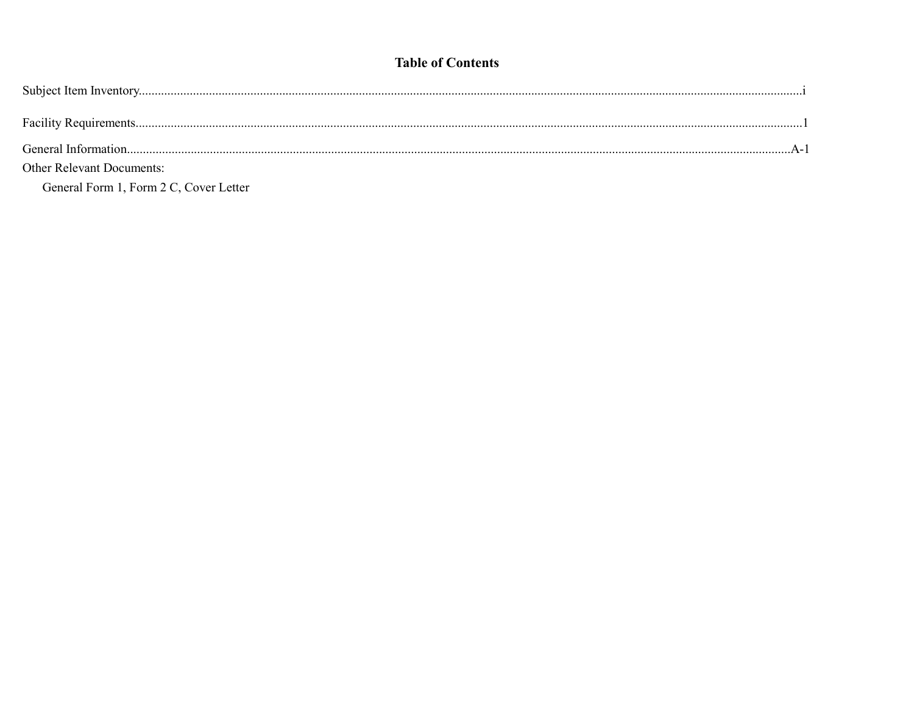# Table of Contents

Subject Item Inventory....................................................................................................................................................................................i

Facility Requirements....................................................................................................................................................................................1

General Information....................................................................................................................................................................................A-1

Other Relevant Documents:

General Form 1, Form 2 C, Cover Letter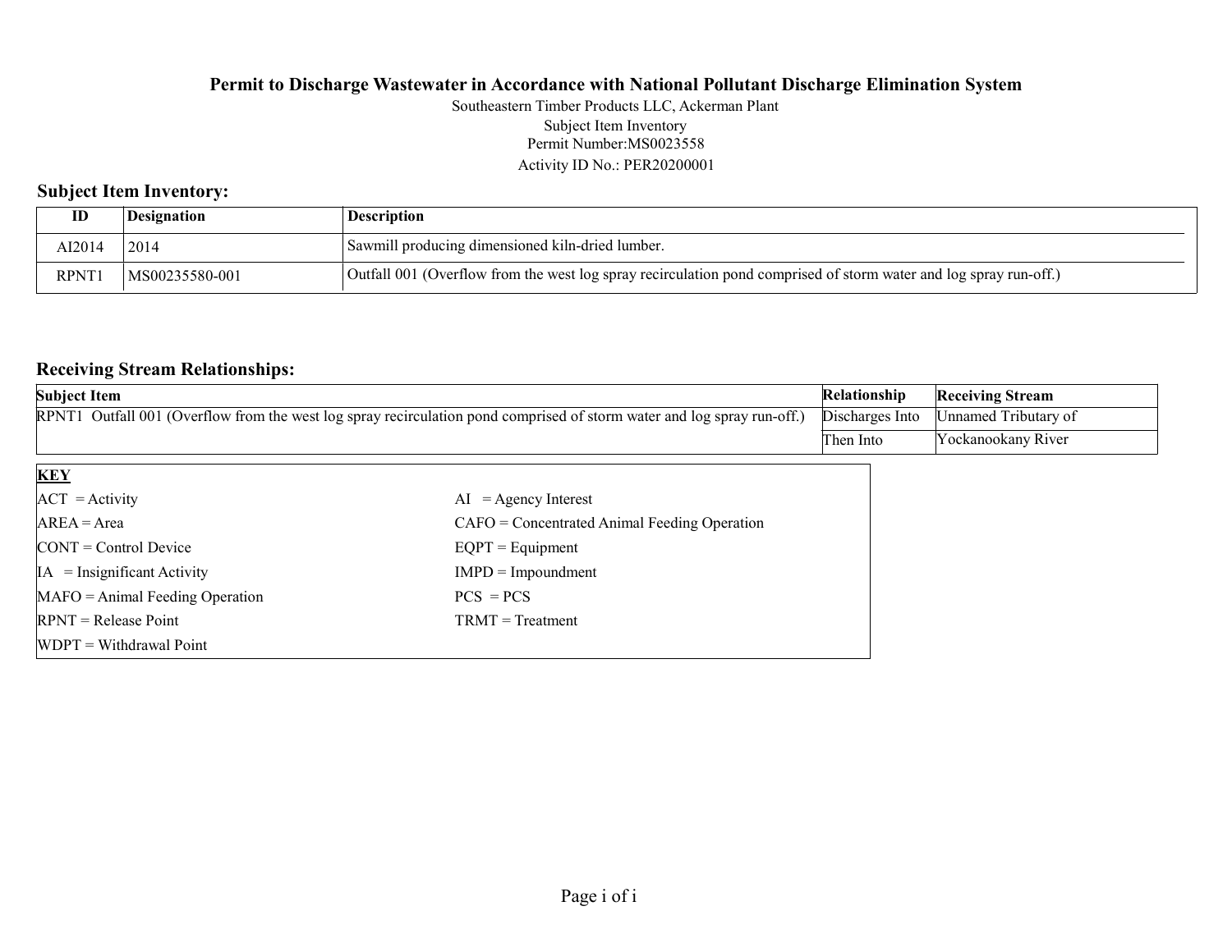**Permit to Discharge Wastewater in Accordance with National Pollutant Discharge Elimination System**

Southeastern Timber Products LLC, Ackerman Plant
Subject Item Inventory
Permit Number:MS0023558
Activity ID No.: PER20200001

## Subject Item Inventory:

| ID | Designation | Description |
|---|---|---|
| AI2014 | 2014 | Sawmill producing dimensioned kiln-dried lumber. |
| RPNT1 | MS00235580-001 | Outfall 001 (Overflow from the west log spray recirculation pond comprised of storm water and log spray run-off.) |

## Receiving Stream Relationships:

| Subject Item | Relationship | Receiving Stream |
|---|---|---|
| RPNT1 Outfall 001 (Overflow from the west log spray recirculation pond comprised of storm water and log spray run-off.) | Discharges Into | Unnamed Tributary of |
| | Then Into | Yockanookany River |

| **KEY** | |
|---|---|
| ACT = Activity | AI = Agency Interest |
| AREA = Area | CAFO = Concentrated Animal Feeding Operation |
| CONT = Control Device | EQPT = Equipment |
| IA = Insignificant Activity | IMPD = Impoundment |
| MAFO = Animal Feeding Operation | PCS = PCS |
| RPNT = Release Point | TRMT = Treatment |
| WDPT = Withdrawal Point | |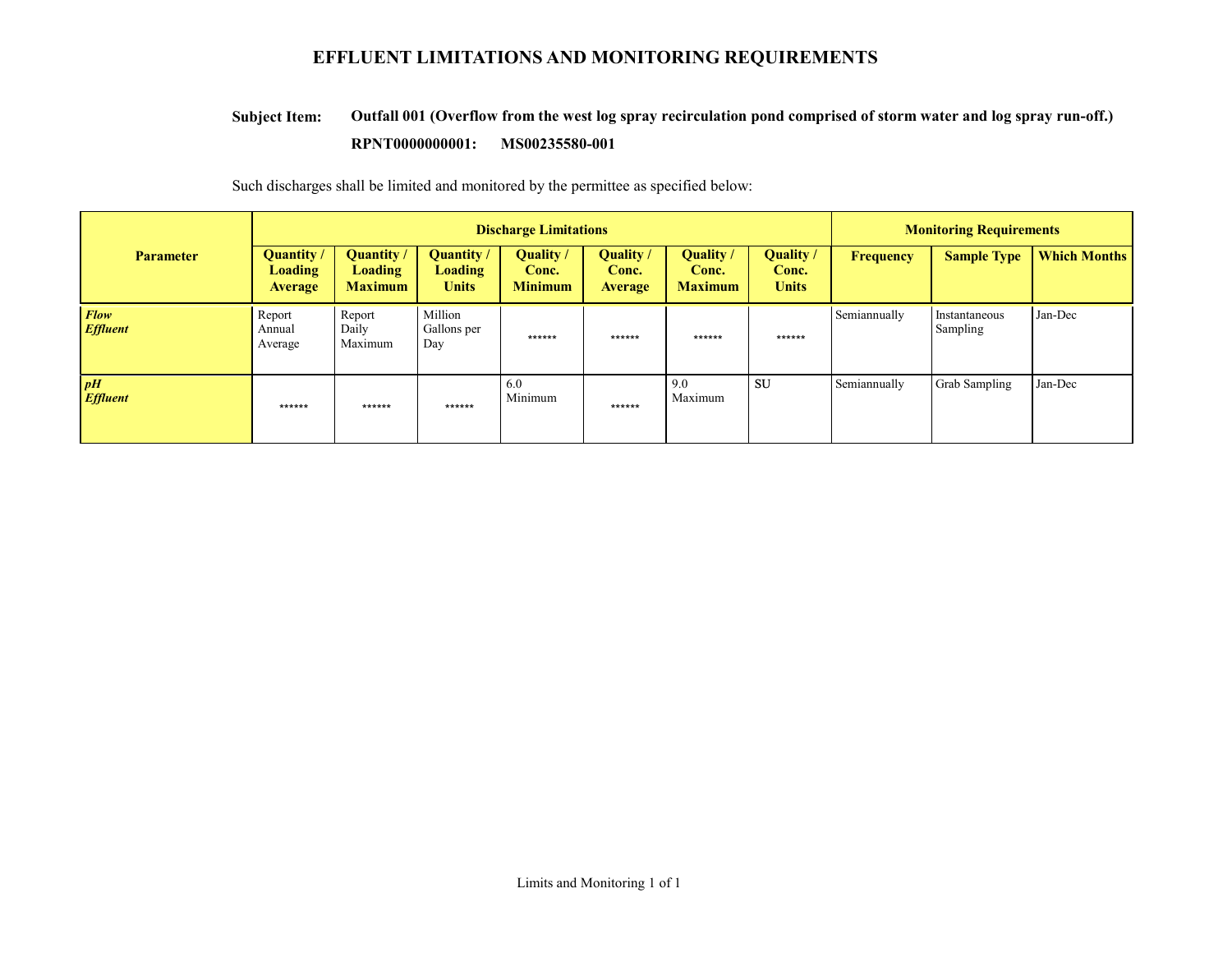# EFFLUENT LIMITATIONS AND MONITORING REQUIREMENTS

**Subject Item:** **Outfall 001 (Overflow from the west log spray recirculation pond comprised of storm water and log spray run-off.)**

**RPNT0000000001: MS00235580-001**

Such discharges shall be limited and monitored by the permittee as specified below:

| Parameter | Discharge Limitations | | | | | | | Monitoring Requirements | | |
|---|---|---|---|---|---|---|---|---|---|---|
| | Quantity / Loading Average | Quantity / Loading Maximum | Quantity / Loading Units | Quality / Conc. Minimum | Quality / Conc. Average | Quality / Conc. Maximum | Quality / Conc. Units | Frequency | Sample Type | Which Months |
| ***Flow Effluent*** | Report Annual Average | Report Daily Maximum | Million Gallons per Day | ****** | ****** | ****** | ****** | Semiannually | Instantaneous Sampling | Jan-Dec |
| ***pH Effluent*** | ****** | ****** | ****** | 6.0 Minimum | ****** | 9.0 Maximum | SU | Semiannually | Grab Sampling | Jan-Dec |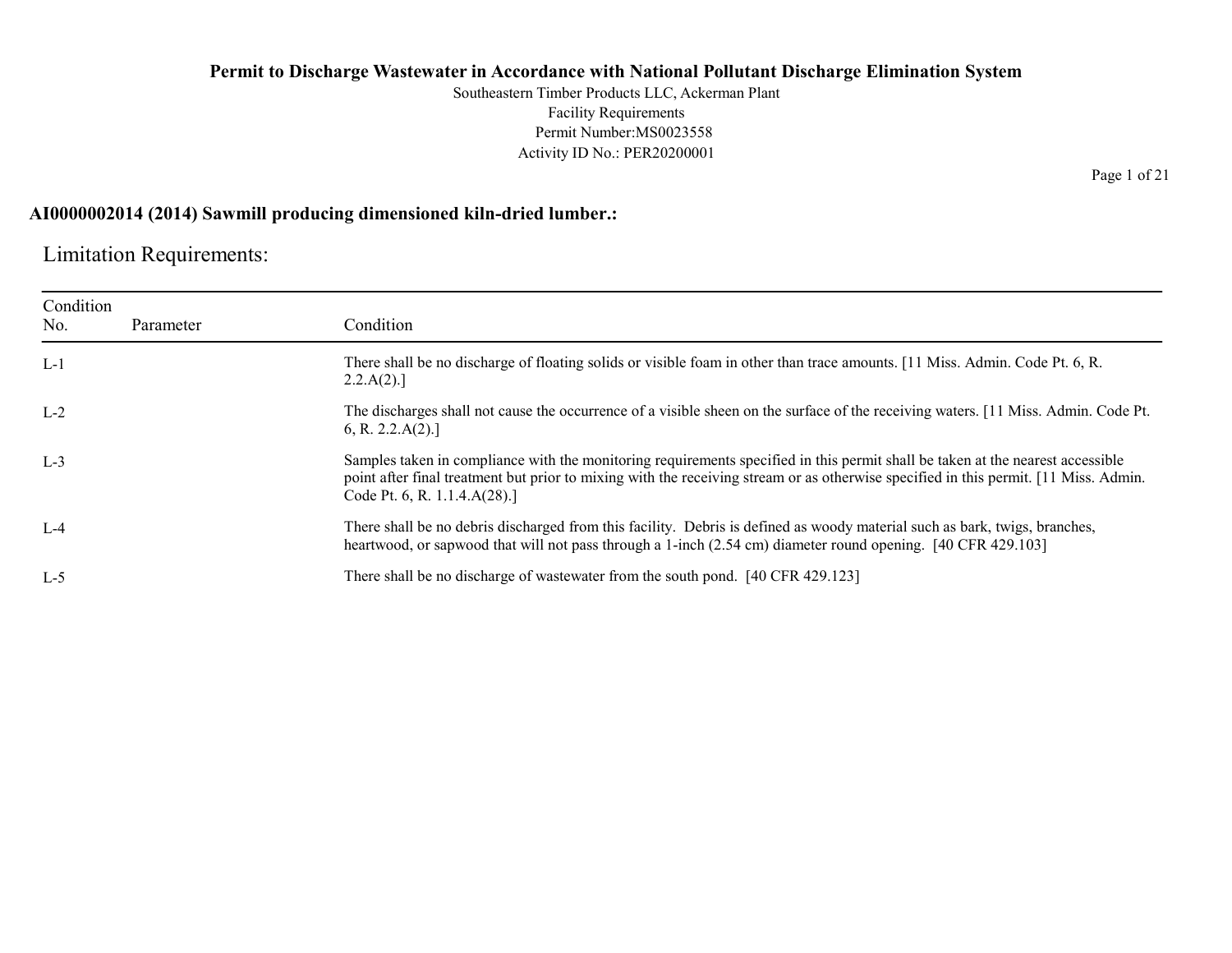# Permit to Discharge Wastewater in Accordance with National Pollutant Discharge Elimination System

Southeastern Timber Products LLC, Ackerman Plant
Facility Requirements
Permit Number:MS0023558
Activity ID No.: PER20200001

## AI0000002014 (2014) Sawmill producing dimensioned kiln-dried lumber.:

### Limitation Requirements:

| Condition No. | Parameter | Condition |
|---|---|---|
| L-1 | | There shall be no discharge of floating solids or visible foam in other than trace amounts. [11 Miss. Admin. Code Pt. 6, R. 2.2.A(2).] |
| L-2 | | The discharges shall not cause the occurrence of a visible sheen on the surface of the receiving waters. [11 Miss. Admin. Code Pt. 6, R. 2.2.A(2).] |
| L-3 | | Samples taken in compliance with the monitoring requirements specified in this permit shall be taken at the nearest accessible point after final treatment but prior to mixing with the receiving stream or as otherwise specified in this permit. [11 Miss. Admin. Code Pt. 6, R. 1.1.4.A(28).] |
| L-4 | | There shall be no debris discharged from this facility. Debris is defined as woody material such as bark, twigs, branches, heartwood, or sapwood that will not pass through a 1-inch (2.54 cm) diameter round opening. [40 CFR 429.103] |
| L-5 | | There shall be no discharge of wastewater from the south pond. [40 CFR 429.123] |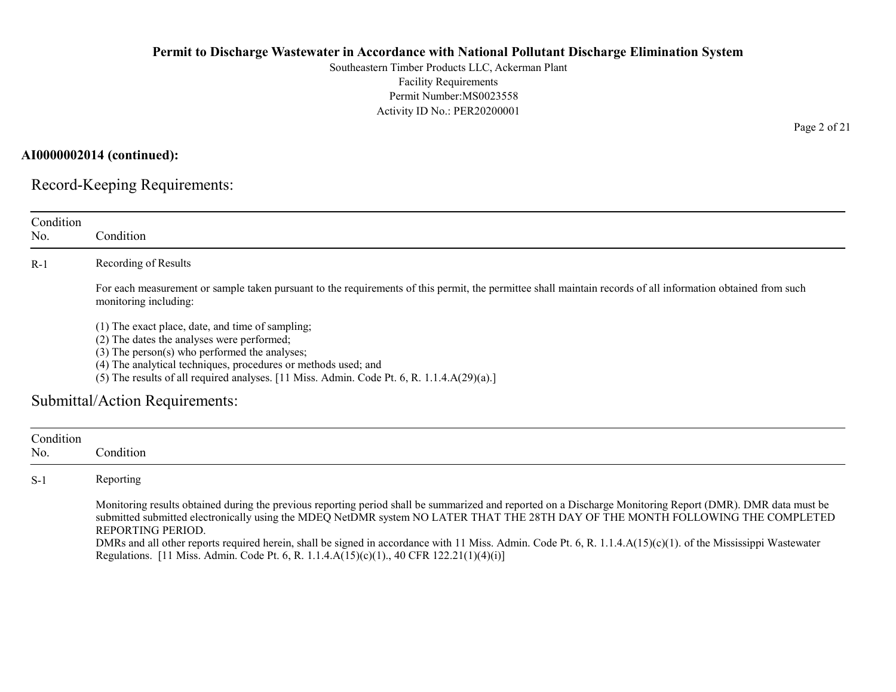**AI0000002014 (continued):**

## Record-Keeping Requirements:

| Condition No. | Condition |
|---|---|
| R-1 | Recording of Results<br><br>For each measurement or sample taken pursuant to the requirements of this permit, the permittee shall maintain records of all information obtained from such monitoring including:<br><br>(1) The exact place, date, and time of sampling;<br>(2) The dates the analyses were performed;<br>(3) The person(s) who performed the analyses;<br>(4) The analytical techniques, procedures or methods used; and<br>(5) The results of all required analyses. [11 Miss. Admin. Code Pt. 6, R. 1.1.4.A(29)(a).] |

## Submittal/Action Requirements:

| Condition No. | Condition |
|---|---|
| S-1 | Reporting<br><br>Monitoring results obtained during the previous reporting period shall be summarized and reported on a Discharge Monitoring Report (DMR). DMR data must be submitted submitted electronically using the MDEQ NetDMR system NO LATER THAT THE 28TH DAY OF THE MONTH FOLLOWING THE COMPLETED REPORTING PERIOD.<br>DMRs and all other reports required herein, shall be signed in accordance with 11 Miss. Admin. Code Pt. 6, R. 1.1.4.A(15)(c)(1). of the Mississippi Wastewater Regulations. [11 Miss. Admin. Code Pt. 6, R. 1.1.4.A(15)(c)(1)., 40 CFR 122.21(1)(4)(i)] |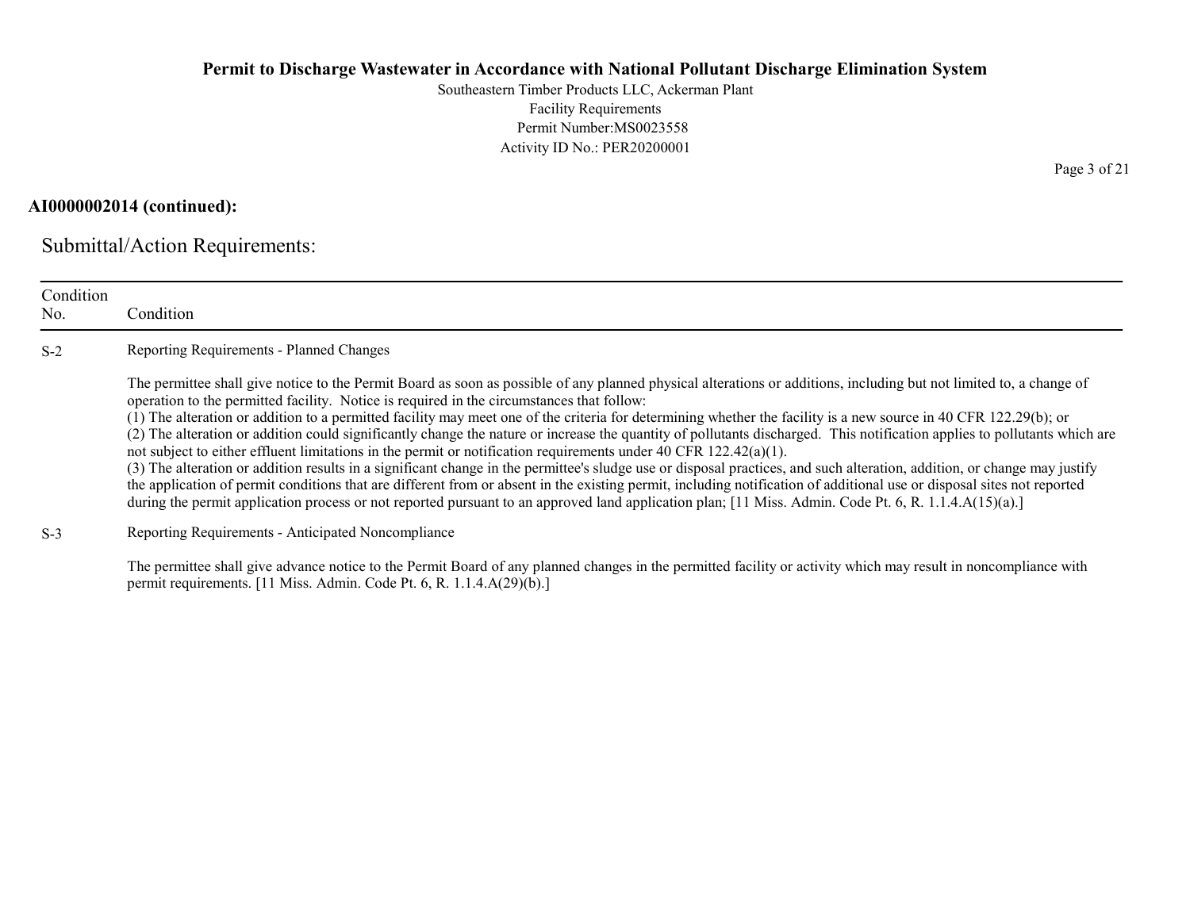**AI0000002014 (continued):**

## Submittal/Action Requirements:

| Condition No. | Condition |
|---|---|
| S-2 | Reporting Requirements - Planned Changes<br><br>The permittee shall give notice to the Permit Board as soon as possible of any planned physical alterations or additions, including but not limited to, a change of operation to the permitted facility. Notice is required in the circumstances that follow:<br>(1) The alteration or addition to a permitted facility may meet one of the criteria for determining whether the facility is a new source in 40 CFR 122.29(b); or<br>(2) The alteration or addition could significantly change the nature or increase the quantity of pollutants discharged. This notification applies to pollutants which are not subject to either effluent limitations in the permit or notification requirements under 40 CFR 122.42(a)(1).<br>(3) The alteration or addition results in a significant change in the permittee's sludge use or disposal practices, and such alteration, addition, or change may justify the application of permit conditions that are different from or absent in the existing permit, including notification of additional use or disposal sites not reported during the permit application process or not reported pursuant to an approved land application plan; [11 Miss. Admin. Code Pt. 6, R. 1.1.4.A(15)(a).] |
| S-3 | Reporting Requirements - Anticipated Noncompliance<br><br>The permittee shall give advance notice to the Permit Board of any planned changes in the permitted facility or activity which may result in noncompliance with permit requirements. [11 Miss. Admin. Code Pt. 6, R. 1.1.4.A(29)(b).] |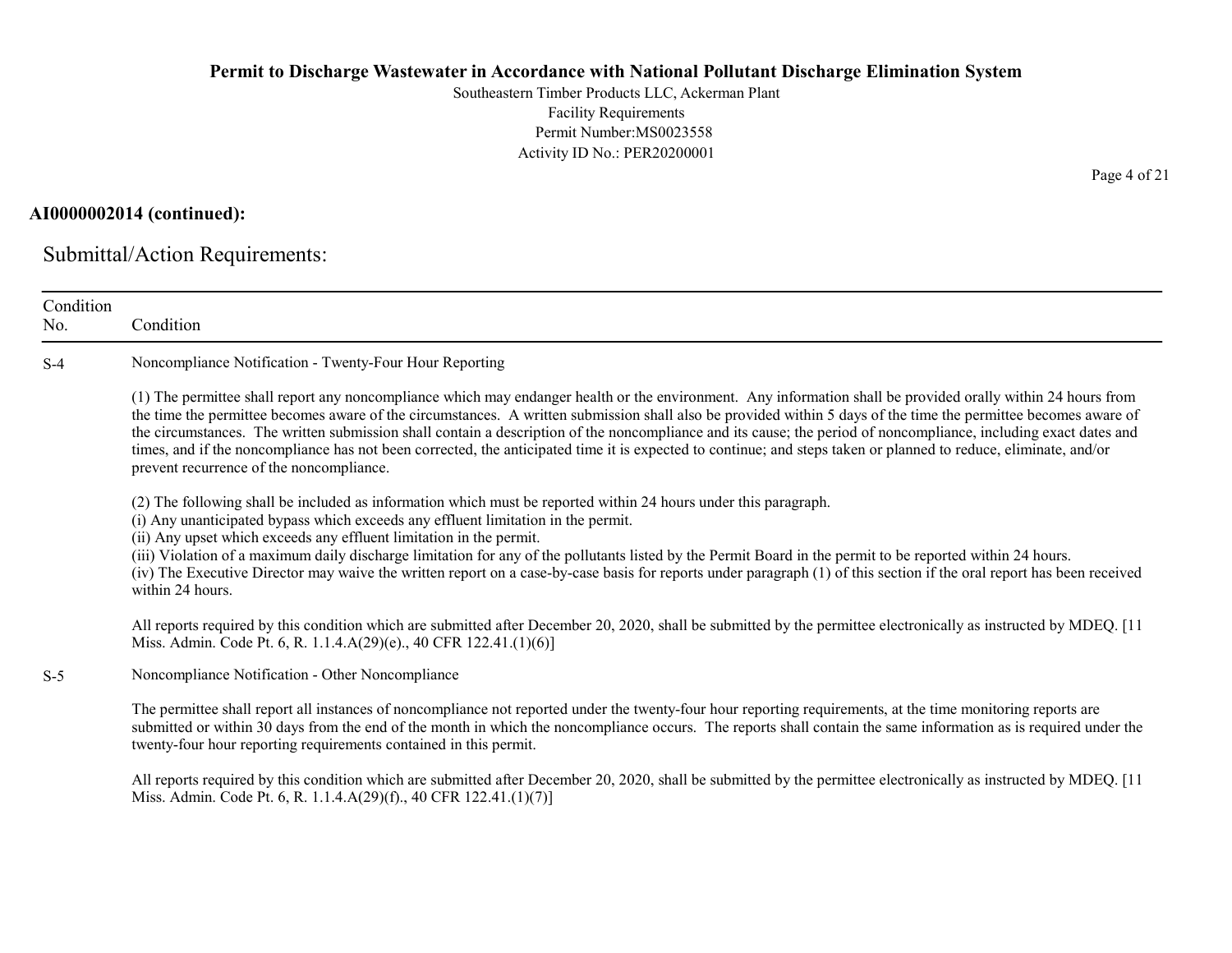**AI0000002014 (continued):**

## Submittal/Action Requirements:

| Condition No. | Condition |
|---|---|
| S-4 | Noncompliance Notification - Twenty-Four Hour Reporting<br><br>(1) The permittee shall report any noncompliance which may endanger health or the environment. Any information shall be provided orally within 24 hours from the time the permittee becomes aware of the circumstances. A written submission shall also be provided within 5 days of the time the permittee becomes aware of the circumstances. The written submission shall contain a description of the noncompliance and its cause; the period of noncompliance, including exact dates and times, and if the noncompliance has not been corrected, the anticipated time it is expected to continue; and steps taken or planned to reduce, eliminate, and/or prevent recurrence of the noncompliance.<br><br>(2) The following shall be included as information which must be reported within 24 hours under this paragraph.<br>(i) Any unanticipated bypass which exceeds any effluent limitation in the permit.<br>(ii) Any upset which exceeds any effluent limitation in the permit.<br>(iii) Violation of a maximum daily discharge limitation for any of the pollutants listed by the Permit Board in the permit to be reported within 24 hours.<br>(iv) The Executive Director may waive the written report on a case-by-case basis for reports under paragraph (1) of this section if the oral report has been received within 24 hours.<br><br>All reports required by this condition which are submitted after December 20, 2020, shall be submitted by the permittee electronically as instructed by MDEQ. [11 Miss. Admin. Code Pt. 6, R. 1.1.4.A(29)(e)., 40 CFR 122.41.(1)(6)] |
| S-5 | Noncompliance Notification - Other Noncompliance<br><br>The permittee shall report all instances of noncompliance not reported under the twenty-four hour reporting requirements, at the time monitoring reports are submitted or within 30 days from the end of the month in which the noncompliance occurs. The reports shall contain the same information as is required under the twenty-four hour reporting requirements contained in this permit.<br><br>All reports required by this condition which are submitted after December 20, 2020, shall be submitted by the permittee electronically as instructed by MDEQ. [11 Miss. Admin. Code Pt. 6, R. 1.1.4.A(29)(f)., 40 CFR 122.41.(1)(7)] |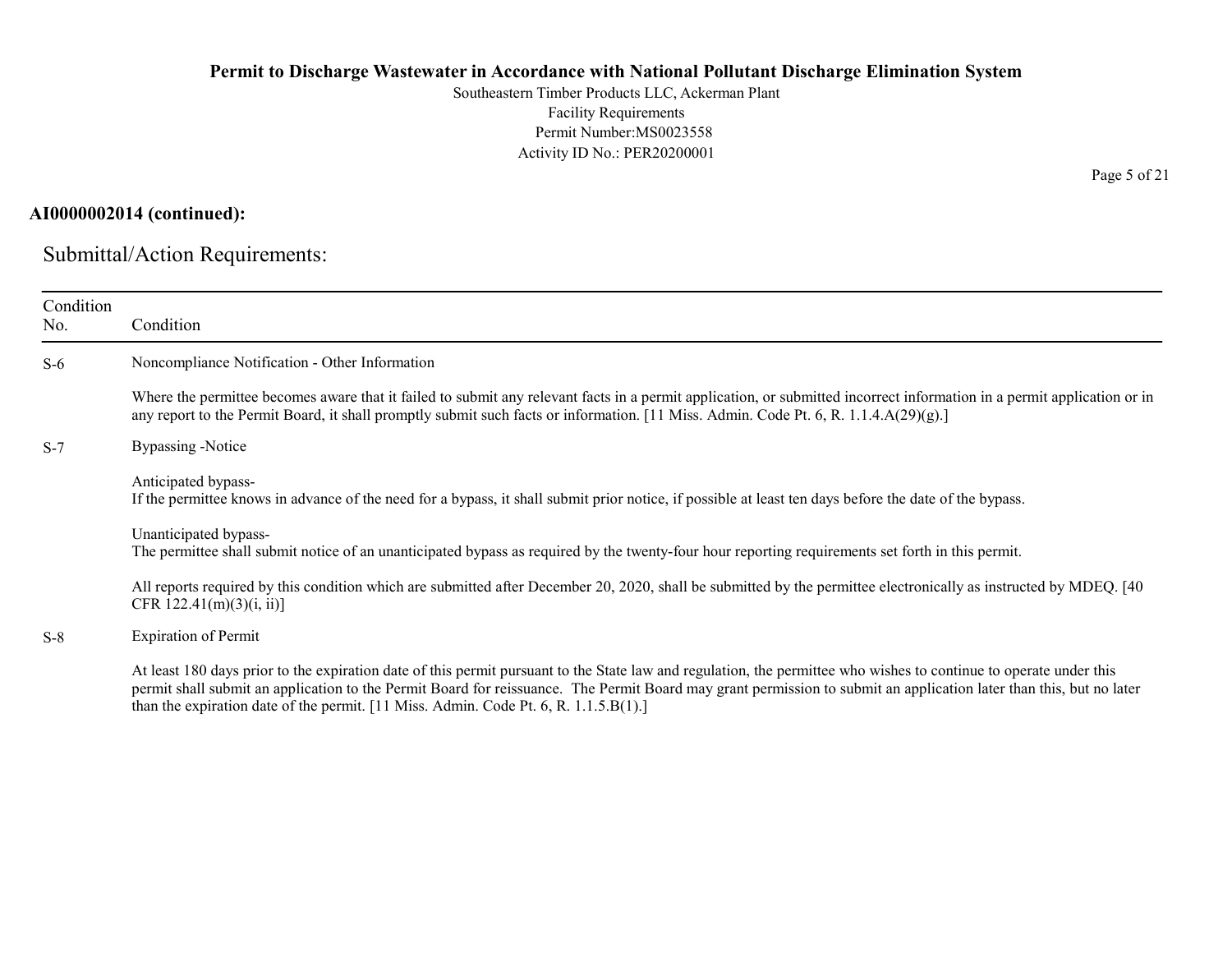**AI0000002014 (continued):**

## Submittal/Action Requirements:

| Condition No. | Condition |
| --- | --- |
| S-6 | Noncompliance Notification - Other Information<br><br>Where the permittee becomes aware that it failed to submit any relevant facts in a permit application, or submitted incorrect information in a permit application or in any report to the Permit Board, it shall promptly submit such facts or information. [11 Miss. Admin. Code Pt. 6, R. 1.1.4.A(29)(g).] |
| S-7 | Bypassing -Notice<br><br>Anticipated bypass-<br>If the permittee knows in advance of the need for a bypass, it shall submit prior notice, if possible at least ten days before the date of the bypass.<br><br>Unanticipated bypass-<br>The permittee shall submit notice of an unanticipated bypass as required by the twenty-four hour reporting requirements set forth in this permit.<br><br>All reports required by this condition which are submitted after December 20, 2020, shall be submitted by the permittee electronically as instructed by MDEQ. [40 CFR 122.41(m)(3)(i, ii)] |
| S-8 | Expiration of Permit<br><br>At least 180 days prior to the expiration date of this permit pursuant to the State law and regulation, the permittee who wishes to continue to operate under this permit shall submit an application to the Permit Board for reissuance. The Permit Board may grant permission to submit an application later than this, but no later than the expiration date of the permit. [11 Miss. Admin. Code Pt. 6, R. 1.1.5.B(1).] |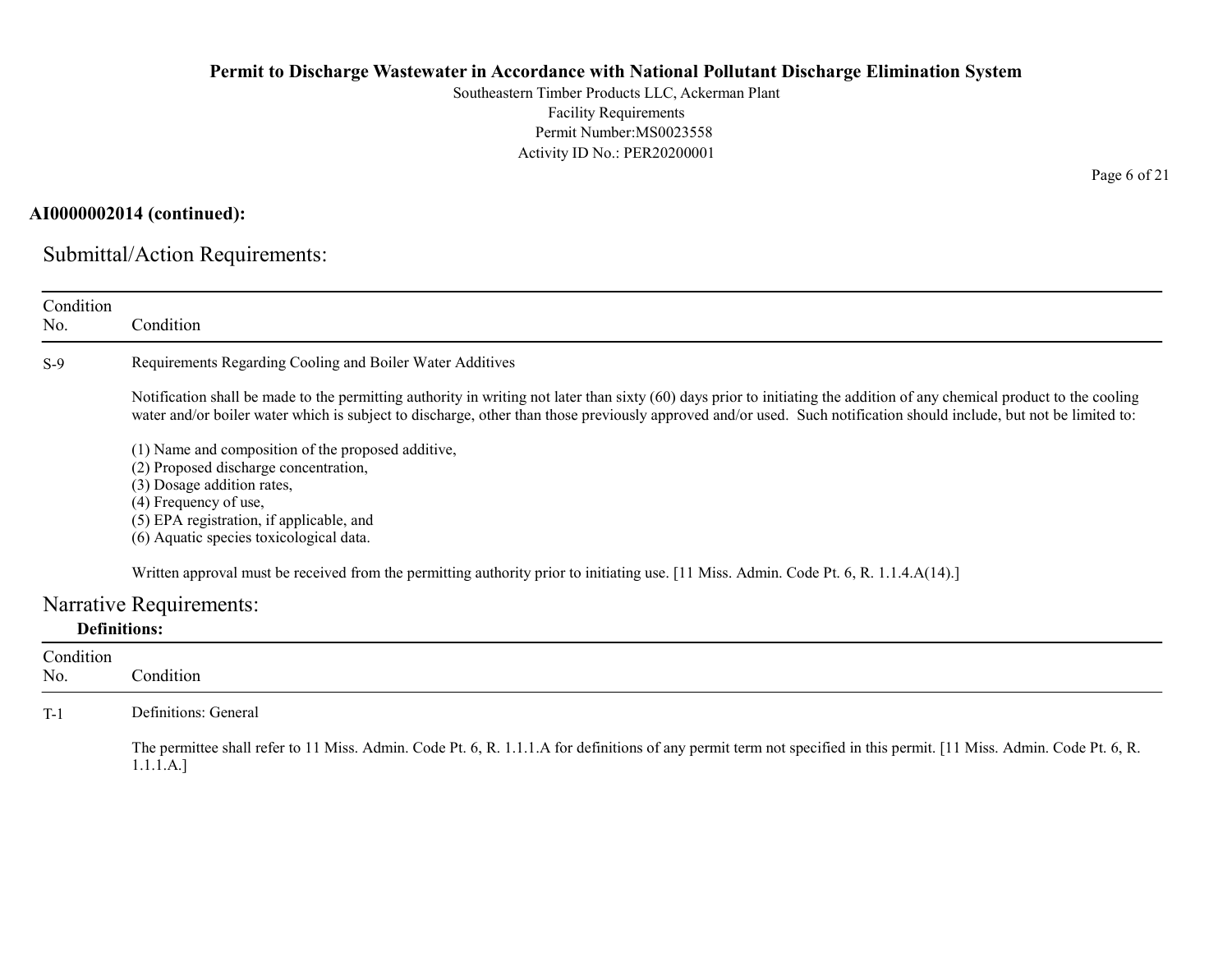**AI0000002014 (continued):**

## Submittal/Action Requirements:

| Condition No. | Condition |
|---|---|
| S-9 | Requirements Regarding Cooling and Boiler Water Additives<br><br>Notification shall be made to the permitting authority in writing not later than sixty (60) days prior to initiating the addition of any chemical product to the cooling water and/or boiler water which is subject to discharge, other than those previously approved and/or used. Such notification should include, but not be limited to:<br><br>(1) Name and composition of the proposed additive,<br>(2) Proposed discharge concentration,<br>(3) Dosage addition rates,<br>(4) Frequency of use,<br>(5) EPA registration, if applicable, and<br>(6) Aquatic species toxicological data.<br><br>Written approval must be received from the permitting authority prior to initiating use. [11 Miss. Admin. Code Pt. 6, R. 1.1.4.A(14).] |

## Narrative Requirements:

### Definitions:

| Condition No. | Condition |
|---|---|
| T-1 | Definitions: General<br><br>The permittee shall refer to 11 Miss. Admin. Code Pt. 6, R. 1.1.1.A for definitions of any permit term not specified in this permit. [11 Miss. Admin. Code Pt. 6, R. 1.1.1.A.] |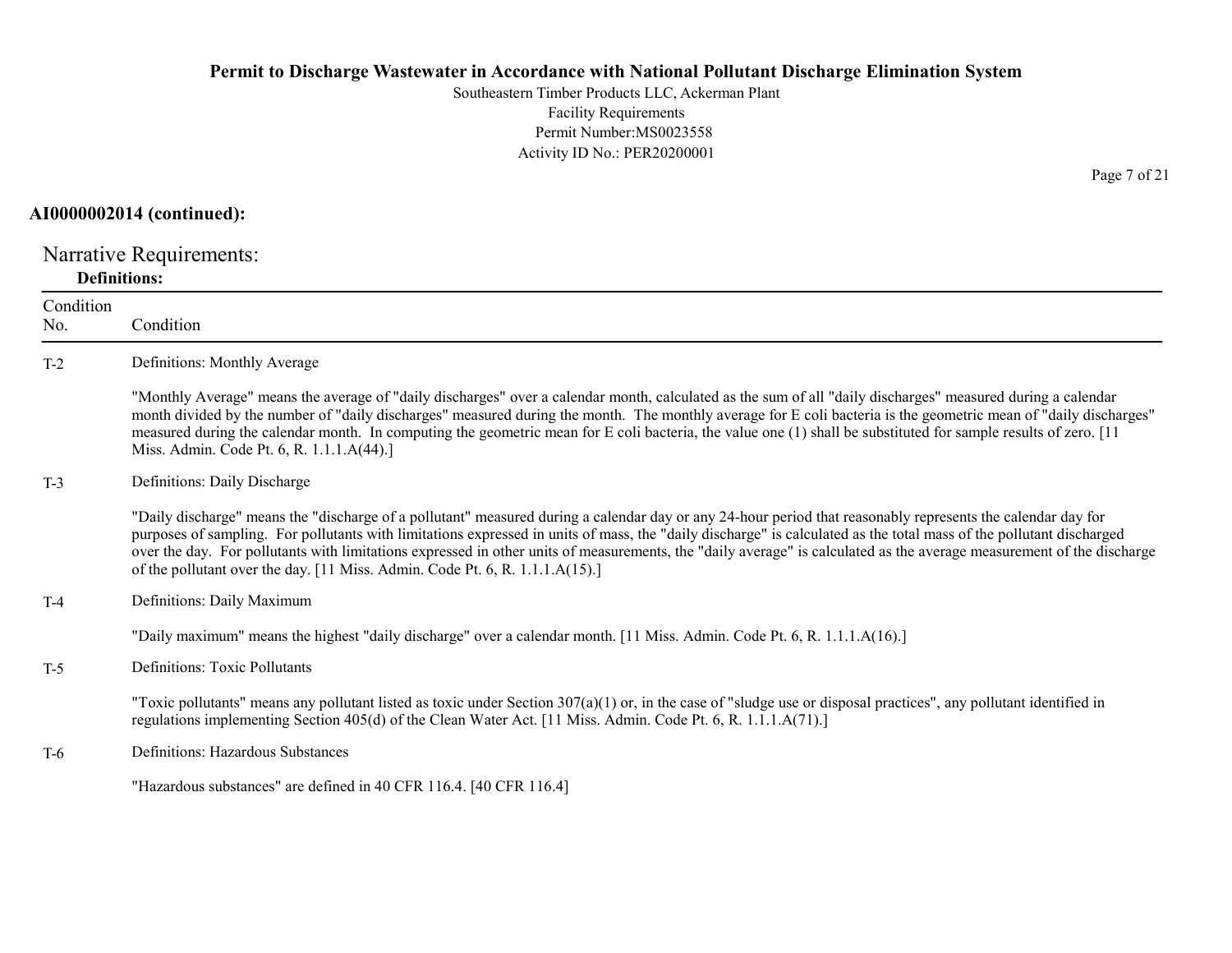**AI0000002014 (continued):**

## Narrative Requirements:

**Definitions:**

| Condition No. | Condition |
| --- | --- |
| T-2 | Definitions: Monthly Average<br><br>"Monthly Average" means the average of "daily discharges" over a calendar month, calculated as the sum of all "daily discharges" measured during a calendar month divided by the number of "daily discharges" measured during the month. The monthly average for E coli bacteria is the geometric mean of "daily discharges" measured during the calendar month. In computing the geometric mean for E coli bacteria, the value one (1) shall be substituted for sample results of zero. [11 Miss. Admin. Code Pt. 6, R. 1.1.1.A(44).] |
| T-3 | Definitions: Daily Discharge<br><br>"Daily discharge" means the "discharge of a pollutant" measured during a calendar day or any 24-hour period that reasonably represents the calendar day for purposes of sampling. For pollutants with limitations expressed in units of mass, the "daily discharge" is calculated as the total mass of the pollutant discharged over the day. For pollutants with limitations expressed in other units of measurements, the "daily average" is calculated as the average measurement of the discharge of the pollutant over the day. [11 Miss. Admin. Code Pt. 6, R. 1.1.1.A(15).] |
| T-4 | Definitions: Daily Maximum<br><br>"Daily maximum" means the highest "daily discharge" over a calendar month. [11 Miss. Admin. Code Pt. 6, R. 1.1.1.A(16).] |
| T-5 | Definitions: Toxic Pollutants<br><br>"Toxic pollutants" means any pollutant listed as toxic under Section 307(a)(1) or, in the case of "sludge use or disposal practices", any pollutant identified in regulations implementing Section 405(d) of the Clean Water Act. [11 Miss. Admin. Code Pt. 6, R. 1.1.1.A(71).] |
| T-6 | Definitions: Hazardous Substances<br><br>"Hazardous substances" are defined in 40 CFR 116.4. [40 CFR 116.4] |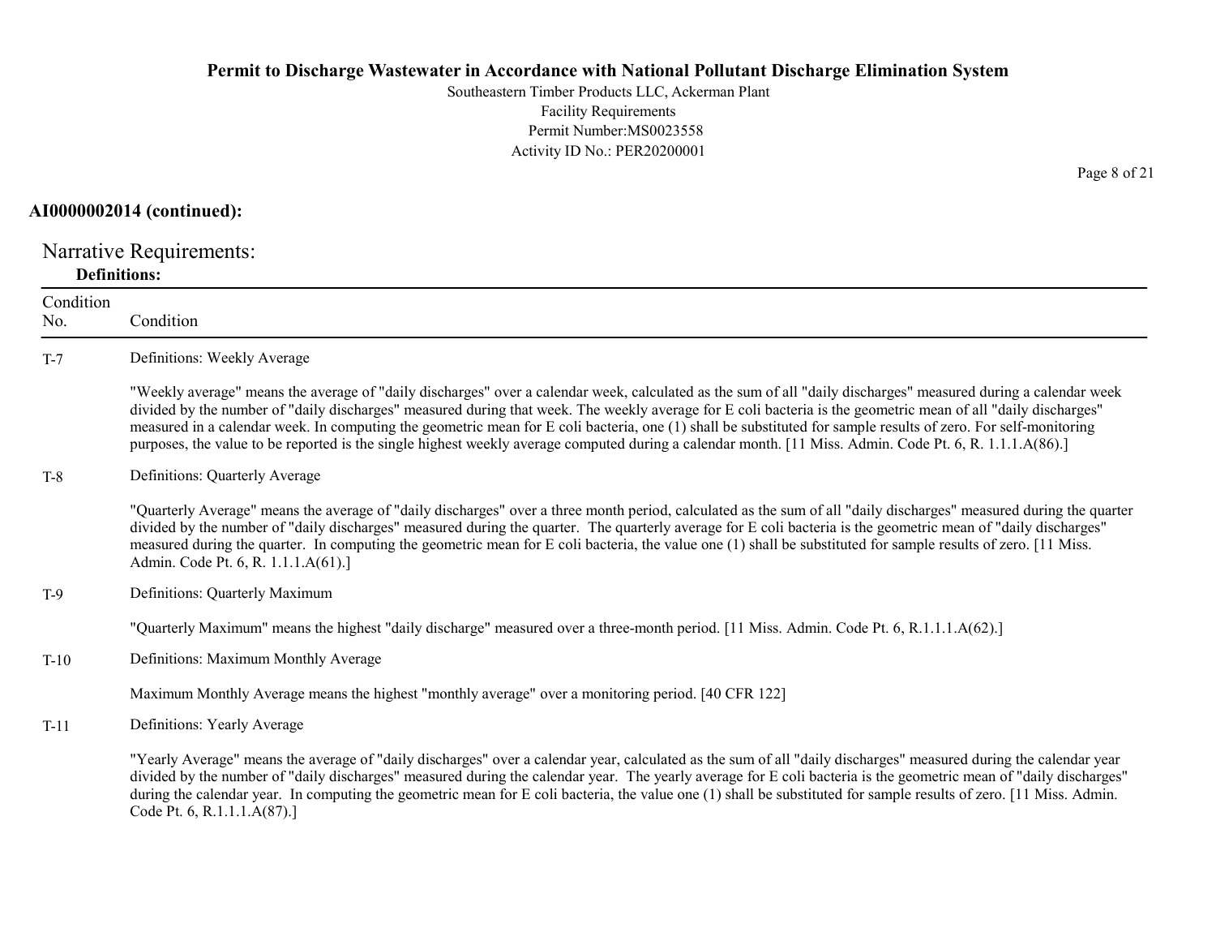**AI0000002014 (continued):**

## Narrative Requirements:

### Definitions:

| Condition No. | Condition |
|---|---|
| T-7 | Definitions: Weekly Average<br><br>"Weekly average" means the average of "daily discharges" over a calendar week, calculated as the sum of all "daily discharges" measured during a calendar week divided by the number of "daily discharges" measured during that week. The weekly average for E coli bacteria is the geometric mean of all "daily discharges" measured in a calendar week. In computing the geometric mean for E coli bacteria, one (1) shall be substituted for sample results of zero. For self-monitoring purposes, the value to be reported is the single highest weekly average computed during a calendar month. [11 Miss. Admin. Code Pt. 6, R. 1.1.1.A(86).] |
| T-8 | Definitions: Quarterly Average<br><br>"Quarterly Average" means the average of "daily discharges" over a three month period, calculated as the sum of all "daily discharges" measured during the quarter divided by the number of "daily discharges" measured during the quarter. The quarterly average for E coli bacteria is the geometric mean of "daily discharges" measured during the quarter. In computing the geometric mean for E coli bacteria, the value one (1) shall be substituted for sample results of zero. [11 Miss. Admin. Code Pt. 6, R. 1.1.1.A(61).] |
| T-9 | Definitions: Quarterly Maximum<br><br>"Quarterly Maximum" means the highest "daily discharge" measured over a three-month period. [11 Miss. Admin. Code Pt. 6, R.1.1.1.A(62).] |
| T-10 | Definitions: Maximum Monthly Average<br><br>Maximum Monthly Average means the highest "monthly average" over a monitoring period. [40 CFR 122] |
| T-11 | Definitions: Yearly Average<br><br>"Yearly Average" means the average of "daily discharges" over a calendar year, calculated as the sum of all "daily discharges" measured during the calendar year divided by the number of "daily discharges" measured during the calendar year. The yearly average for E coli bacteria is the geometric mean of "daily discharges" during the calendar year. In computing the geometric mean for E coli bacteria, the value one (1) shall be substituted for sample results of zero. [11 Miss. Admin. Code Pt. 6, R.1.1.1.A(87).] |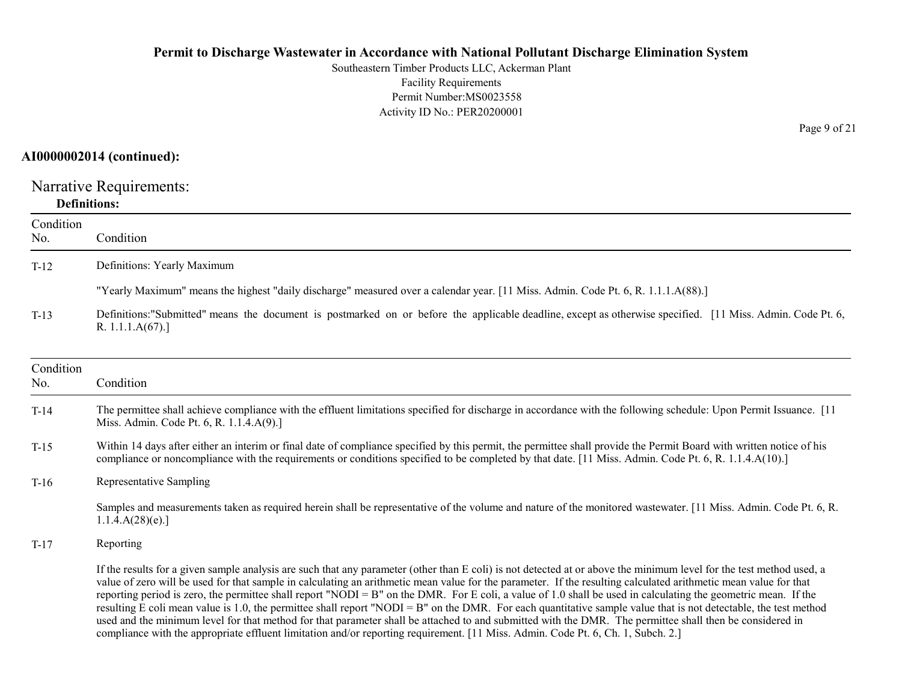**AI0000002014 (continued):**

## Narrative Requirements:

### Definitions:

| Condition No. | Condition |
|---|---|
| T-12 | Definitions: Yearly Maximum<br><br>"Yearly Maximum" means the highest "daily discharge" measured over a calendar year. [11 Miss. Admin. Code Pt. 6, R. 1.1.1.A(88).] |
| T-13 | Definitions:"Submitted" means the document is postmarked on or before the applicable deadline, except as otherwise specified. [11 Miss. Admin. Code Pt. 6, R. 1.1.1.A(67).] |

| Condition No. | Condition |
|---|---|
| T-14 | The permittee shall achieve compliance with the effluent limitations specified for discharge in accordance with the following schedule: Upon Permit Issuance. [11 Miss. Admin. Code Pt. 6, R. 1.1.4.A(9).] |
| T-15 | Within 14 days after either an interim or final date of compliance specified by this permit, the permittee shall provide the Permit Board with written notice of his compliance or noncompliance with the requirements or conditions specified to be completed by that date. [11 Miss. Admin. Code Pt. 6, R. 1.1.4.A(10).] |
| T-16 | Representative Sampling<br><br>Samples and measurements taken as required herein shall be representative of the volume and nature of the monitored wastewater. [11 Miss. Admin. Code Pt. 6, R. 1.1.4.A(28)(e).] |
| T-17 | Reporting<br><br>If the results for a given sample analysis are such that any parameter (other than E coli) is not detected at or above the minimum level for the test method used, a value of zero will be used for that sample in calculating an arithmetic mean value for the parameter. If the resulting calculated arithmetic mean value for that reporting period is zero, the permittee shall report "NODI = B" on the DMR. For E coli, a value of 1.0 shall be used in calculating the geometric mean. If the resulting E coli mean value is 1.0, the permittee shall report "NODI = B" on the DMR. For each quantitative sample value that is not detectable, the test method used and the minimum level for that method for that parameter shall be attached to and submitted with the DMR. The permittee shall then be considered in compliance with the appropriate effluent limitation and/or reporting requirement. [11 Miss. Admin. Code Pt. 6, Ch. 1, Subch. 2.] |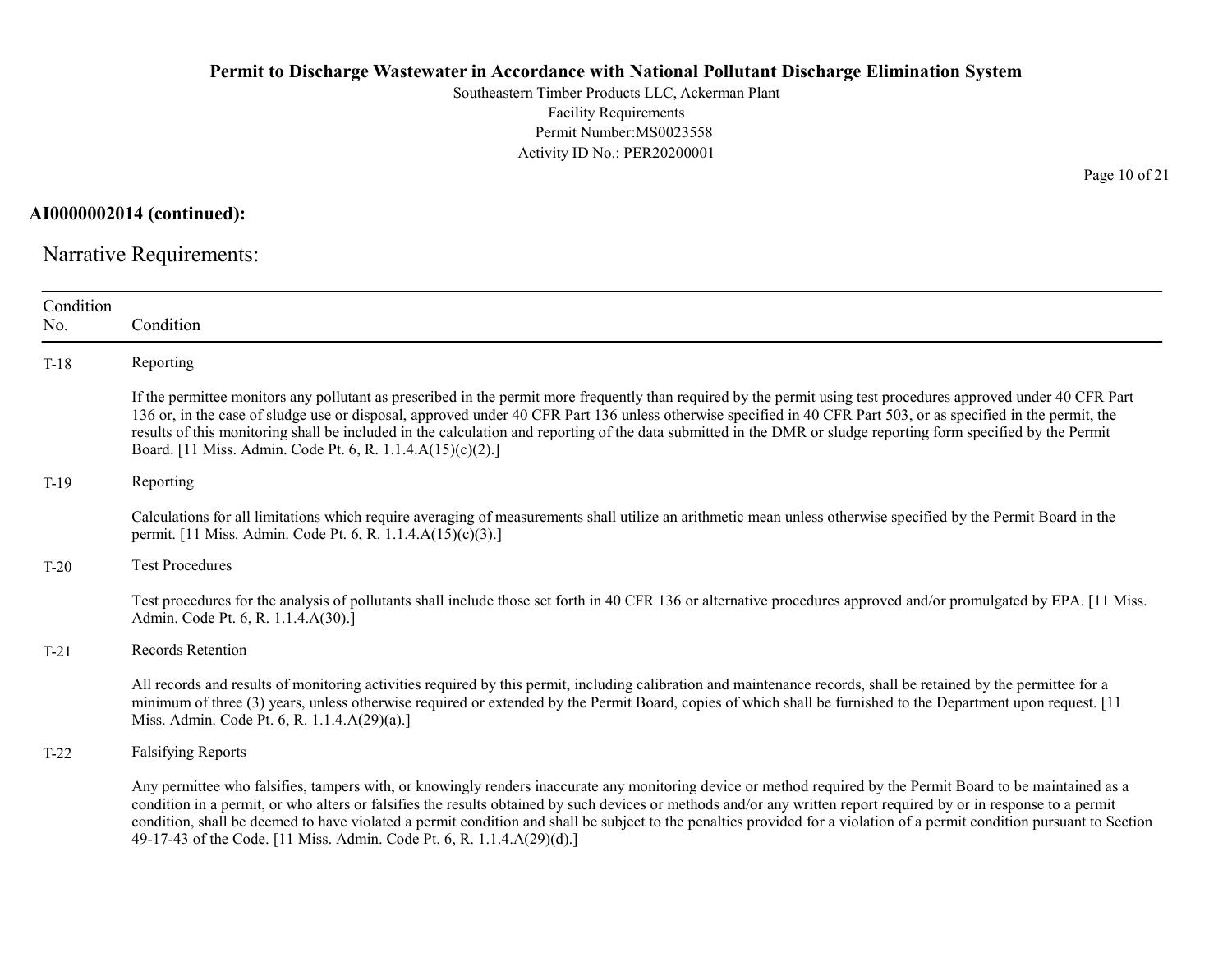**AI0000002014 (continued):**

## Narrative Requirements:

| Condition No. | Condition |
|---|---|
| T-18 | Reporting<br><br>If the permittee monitors any pollutant as prescribed in the permit more frequently than required by the permit using test procedures approved under 40 CFR Part 136 or, in the case of sludge use or disposal, approved under 40 CFR Part 136 unless otherwise specified in 40 CFR Part 503, or as specified in the permit, the results of this monitoring shall be included in the calculation and reporting of the data submitted in the DMR or sludge reporting form specified by the Permit Board. [11 Miss. Admin. Code Pt. 6, R. 1.1.4.A(15)(c)(2).] |
| T-19 | Reporting<br><br>Calculations for all limitations which require averaging of measurements shall utilize an arithmetic mean unless otherwise specified by the Permit Board in the permit. [11 Miss. Admin. Code Pt. 6, R. 1.1.4.A(15)(c)(3).] |
| T-20 | Test Procedures<br><br>Test procedures for the analysis of pollutants shall include those set forth in 40 CFR 136 or alternative procedures approved and/or promulgated by EPA. [11 Miss. Admin. Code Pt. 6, R. 1.1.4.A(30).] |
| T-21 | Records Retention<br><br>All records and results of monitoring activities required by this permit, including calibration and maintenance records, shall be retained by the permittee for a minimum of three (3) years, unless otherwise required or extended by the Permit Board, copies of which shall be furnished to the Department upon request. [11 Miss. Admin. Code Pt. 6, R. 1.1.4.A(29)(a).] |
| T-22 | Falsifying Reports<br><br>Any permittee who falsifies, tampers with, or knowingly renders inaccurate any monitoring device or method required by the Permit Board to be maintained as a condition in a permit, or who alters or falsifies the results obtained by such devices or methods and/or any written report required by or in response to a permit condition, shall be deemed to have violated a permit condition and shall be subject to the penalties provided for a violation of a permit condition pursuant to Section 49-17-43 of the Code. [11 Miss. Admin. Code Pt. 6, R. 1.1.4.A(29)(d).] |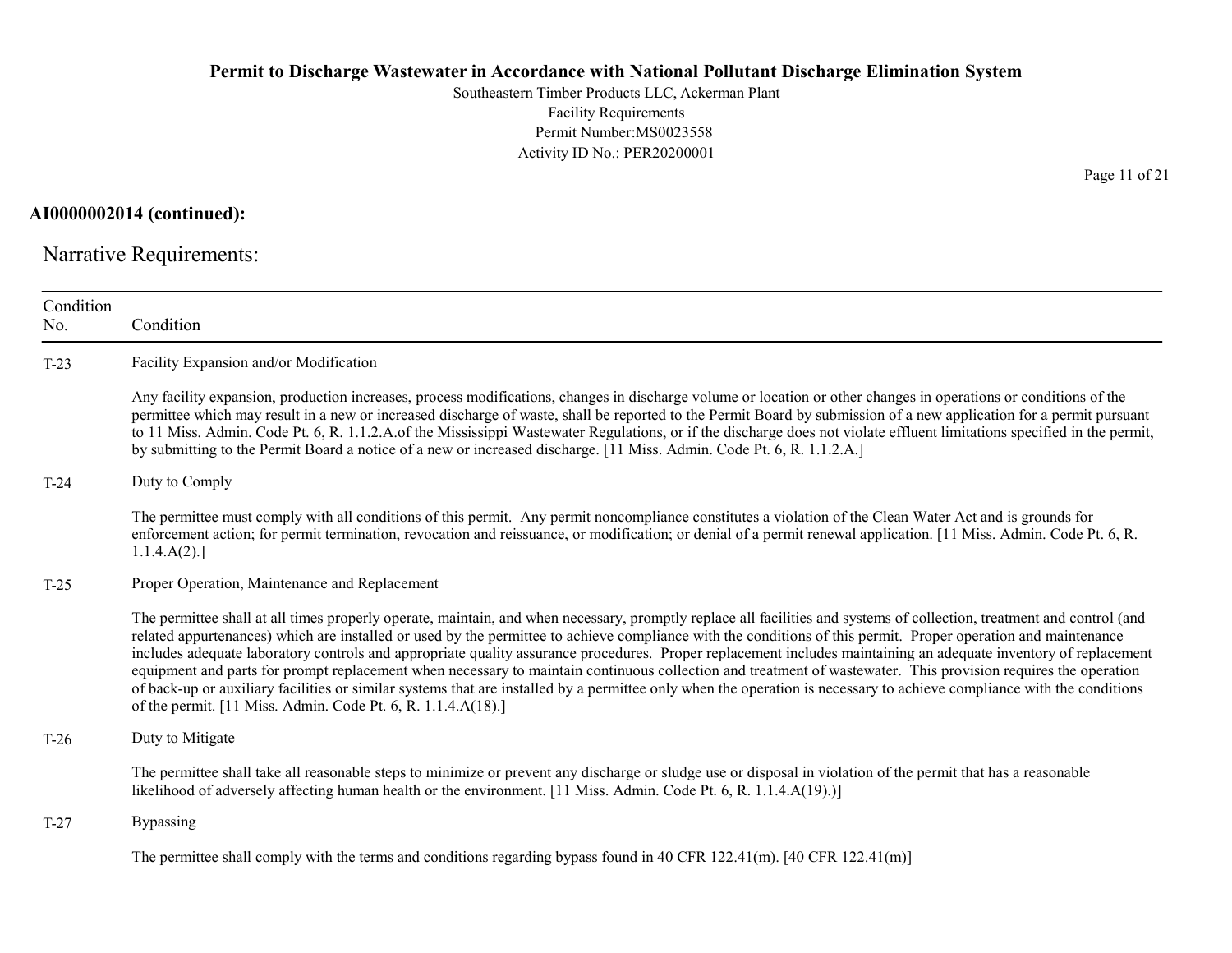**AI0000002014 (continued):**

## Narrative Requirements:

| Condition No. | Condition |
|---|---|
| T-23 | Facility Expansion and/or Modification<br><br>Any facility expansion, production increases, process modifications, changes in discharge volume or location or other changes in operations or conditions of the permittee which may result in a new or increased discharge of waste, shall be reported to the Permit Board by submission of a new application for a permit pursuant to 11 Miss. Admin. Code Pt. 6, R. 1.1.2.A.of the Mississippi Wastewater Regulations, or if the discharge does not violate effluent limitations specified in the permit, by submitting to the Permit Board a notice of a new or increased discharge. [11 Miss. Admin. Code Pt. 6, R. 1.1.2.A.] |
| T-24 | Duty to Comply<br><br>The permittee must comply with all conditions of this permit. Any permit noncompliance constitutes a violation of the Clean Water Act and is grounds for enforcement action; for permit termination, revocation and reissuance, or modification; or denial of a permit renewal application. [11 Miss. Admin. Code Pt. 6, R. 1.1.4.A(2).] |
| T-25 | Proper Operation, Maintenance and Replacement<br><br>The permittee shall at all times properly operate, maintain, and when necessary, promptly replace all facilities and systems of collection, treatment and control (and related appurtenances) which are installed or used by the permittee to achieve compliance with the conditions of this permit. Proper operation and maintenance includes adequate laboratory controls and appropriate quality assurance procedures. Proper replacement includes maintaining an adequate inventory of replacement equipment and parts for prompt replacement when necessary to maintain continuous collection and treatment of wastewater. This provision requires the operation of back-up or auxiliary facilities or similar systems that are installed by a permittee only when the operation is necessary to achieve compliance with the conditions of the permit. [11 Miss. Admin. Code Pt. 6, R. 1.1.4.A(18).] |
| T-26 | Duty to Mitigate<br><br>The permittee shall take all reasonable steps to minimize or prevent any discharge or sludge use or disposal in violation of the permit that has a reasonable likelihood of adversely affecting human health or the environment. [11 Miss. Admin. Code Pt. 6, R. 1.1.4.A(19).)] |
| T-27 | Bypassing<br><br>The permittee shall comply with the terms and conditions regarding bypass found in 40 CFR 122.41(m). [40 CFR 122.41(m)] |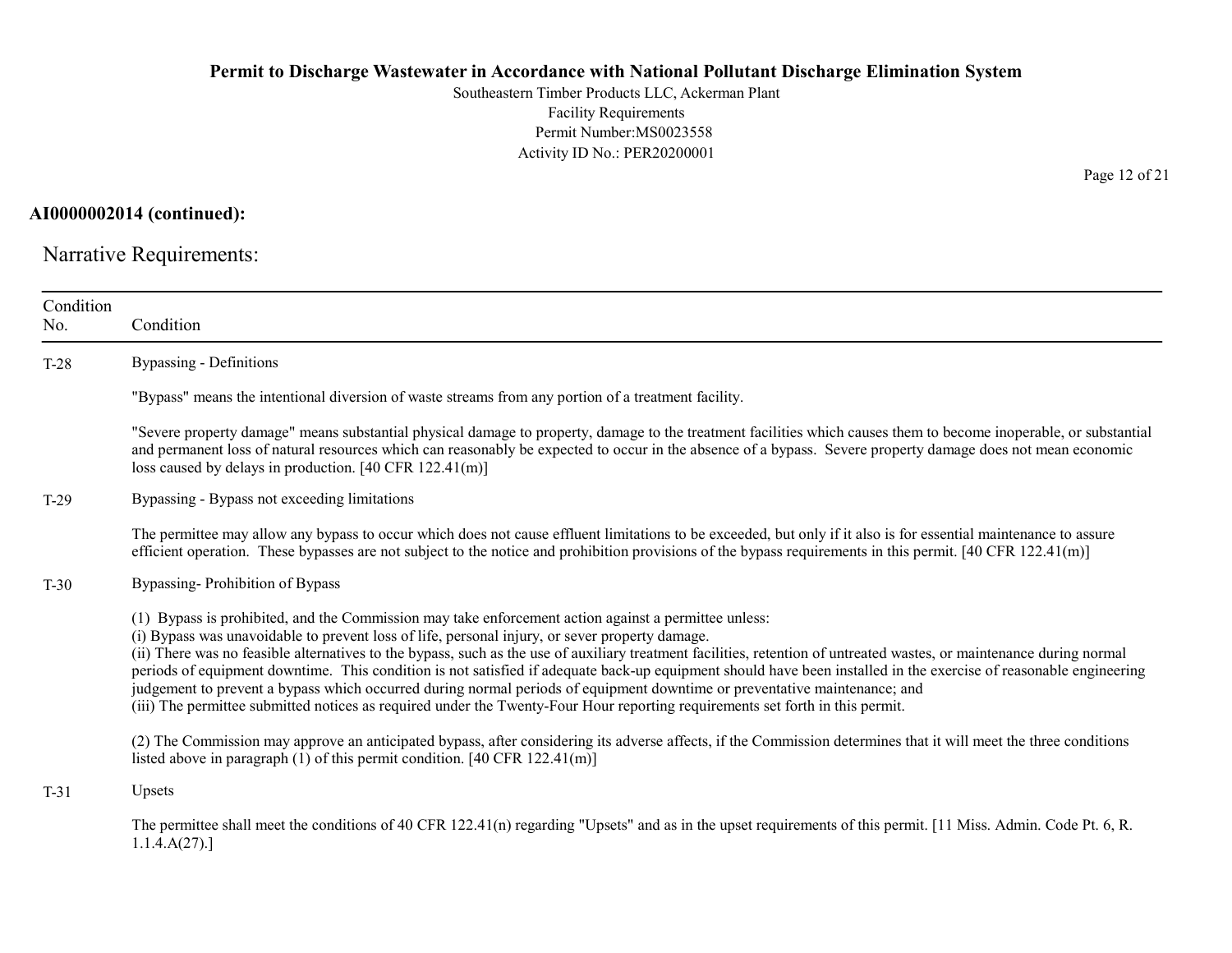**AI0000002014 (continued):**

## Narrative Requirements:

| Condition No. | Condition |
|---|---|
| T-28 | Bypassing - Definitions<br><br>"Bypass" means the intentional diversion of waste streams from any portion of a treatment facility.<br><br>"Severe property damage" means substantial physical damage to property, damage to the treatment facilities which causes them to become inoperable, or substantial and permanent loss of natural resources which can reasonably be expected to occur in the absence of a bypass. Severe property damage does not mean economic loss caused by delays in production. [40 CFR 122.41(m)] |
| T-29 | Bypassing - Bypass not exceeding limitations<br><br>The permittee may allow any bypass to occur which does not cause effluent limitations to be exceeded, but only if it also is for essential maintenance to assure efficient operation. These bypasses are not subject to the notice and prohibition provisions of the bypass requirements in this permit. [40 CFR 122.41(m)] |
| T-30 | Bypassing- Prohibition of Bypass<br><br>(1) Bypass is prohibited, and the Commission may take enforcement action against a permittee unless:<br>(i) Bypass was unavoidable to prevent loss of life, personal injury, or sever property damage.<br>(ii) There was no feasible alternatives to the bypass, such as the use of auxiliary treatment facilities, retention of untreated wastes, or maintenance during normal periods of equipment downtime. This condition is not satisfied if adequate back-up equipment should have been installed in the exercise of reasonable engineering judgement to prevent a bypass which occurred during normal periods of equipment downtime or preventative maintenance; and<br>(iii) The permittee submitted notices as required under the Twenty-Four Hour reporting requirements set forth in this permit.<br><br>(2) The Commission may approve an anticipated bypass, after considering its adverse affects, if the Commission determines that it will meet the three conditions listed above in paragraph (1) of this permit condition. [40 CFR 122.41(m)] |
| T-31 | Upsets<br><br>The permittee shall meet the conditions of 40 CFR 122.41(n) regarding "Upsets" and as in the upset requirements of this permit. [11 Miss. Admin. Code Pt. 6, R. 1.1.4.A(27).] |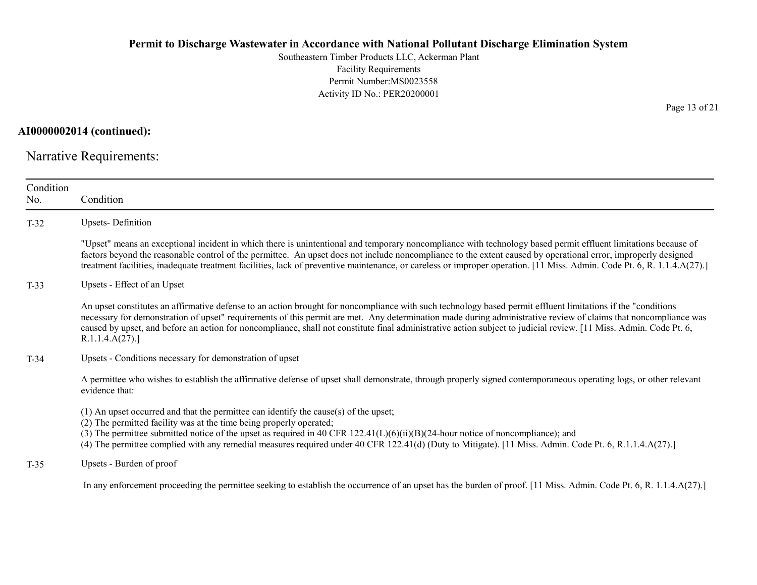**AI0000002014 (continued):**

Narrative Requirements:

| Condition No. | Condition |
|---|---|
| T-32 | Upsets- Definition<br><br>"Upset" means an exceptional incident in which there is unintentional and temporary noncompliance with technology based permit effluent limitations because of factors beyond the reasonable control of the permittee. An upset does not include noncompliance to the extent caused by operational error, improperly designed treatment facilities, inadequate treatment facilities, lack of preventive maintenance, or careless or improper operation. [11 Miss. Admin. Code Pt. 6, R. 1.1.4.A(27).] |
| T-33 | Upsets - Effect of an Upset<br><br>An upset constitutes an affirmative defense to an action brought for noncompliance with such technology based permit effluent limitations if the "conditions necessary for demonstration of upset" requirements of this permit are met. Any determination made during administrative review of claims that noncompliance was caused by upset, and before an action for noncompliance, shall not constitute final administrative action subject to judicial review. [11 Miss. Admin. Code Pt. 6, R.1.1.4.A(27).] |
| T-34 | Upsets - Conditions necessary for demonstration of upset<br><br>A permittee who wishes to establish the affirmative defense of upset shall demonstrate, through properly signed contemporaneous operating logs, or other relevant evidence that:<br><br>(1) An upset occurred and that the permittee can identify the cause(s) of the upset;<br>(2) The permitted facility was at the time being properly operated;<br>(3) The permittee submitted notice of the upset as required in 40 CFR 122.41(L)(6)(ii)(B)(24-hour notice of noncompliance); and<br>(4) The permittee complied with any remedial measures required under 40 CFR 122.41(d) (Duty to Mitigate). [11 Miss. Admin. Code Pt. 6, R.1.1.4.A(27).] |
| T-35 | Upsets - Burden of proof<br><br>In any enforcement proceeding the permittee seeking to establish the occurrence of an upset has the burden of proof. [11 Miss. Admin. Code Pt. 6, R. 1.1.4.A(27).] |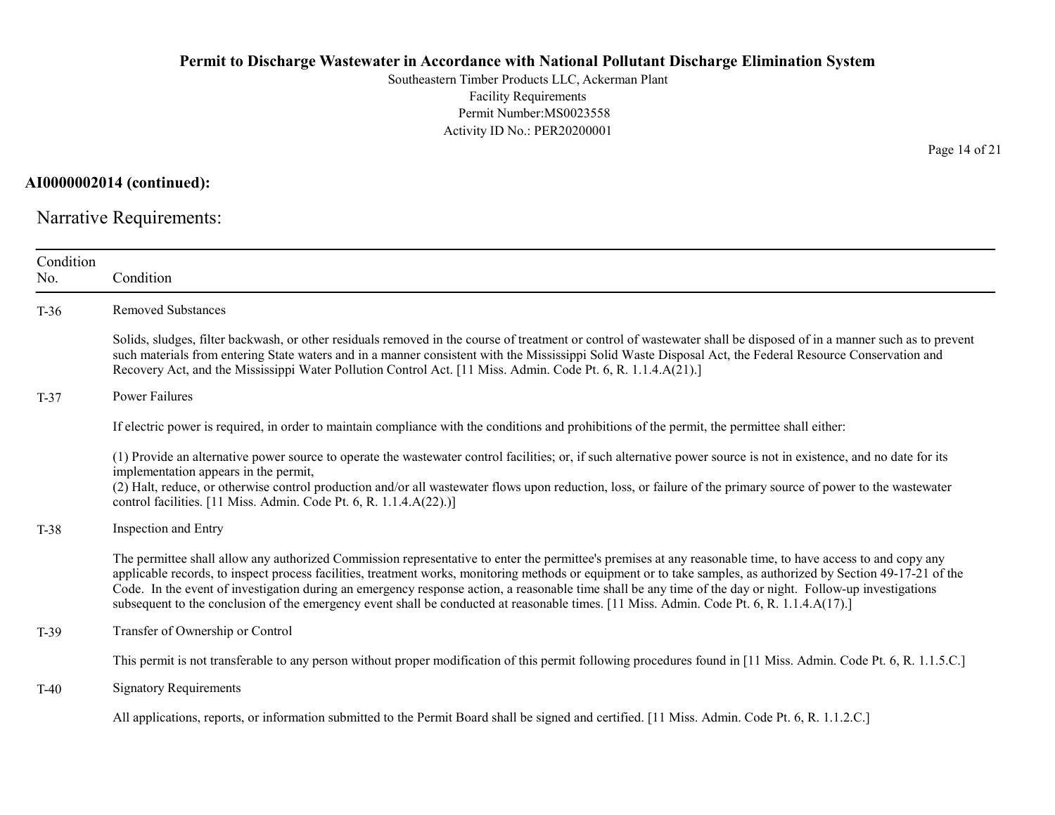**AI0000002014 (continued):**

## Narrative Requirements:

| Condition No. | Condition |
|---|---|
| T-36 | Removed Substances<br><br>Solids, sludges, filter backwash, or other residuals removed in the course of treatment or control of wastewater shall be disposed of in a manner such as to prevent such materials from entering State waters and in a manner consistent with the Mississippi Solid Waste Disposal Act, the Federal Resource Conservation and Recovery Act, and the Mississippi Water Pollution Control Act. [11 Miss. Admin. Code Pt. 6, R. 1.1.4.A(21).] |
| T-37 | Power Failures<br><br>If electric power is required, in order to maintain compliance with the conditions and prohibitions of the permit, the permittee shall either:<br><br>(1) Provide an alternative power source to operate the wastewater control facilities; or, if such alternative power source is not in existence, and no date for its implementation appears in the permit,<br>(2) Halt, reduce, or otherwise control production and/or all wastewater flows upon reduction, loss, or failure of the primary source of power to the wastewater control facilities. [11 Miss. Admin. Code Pt. 6, R. 1.1.4.A(22).)] |
| T-38 | Inspection and Entry<br><br>The permittee shall allow any authorized Commission representative to enter the permittee's premises at any reasonable time, to have access to and copy any applicable records, to inspect process facilities, treatment works, monitoring methods or equipment or to take samples, as authorized by Section 49-17-21 of the Code. In the event of investigation during an emergency response action, a reasonable time shall be any time of the day or night. Follow-up investigations subsequent to the conclusion of the emergency event shall be conducted at reasonable times. [11 Miss. Admin. Code Pt. 6, R. 1.1.4.A(17).] |
| T-39 | Transfer of Ownership or Control<br><br>This permit is not transferable to any person without proper modification of this permit following procedures found in [11 Miss. Admin. Code Pt. 6, R. 1.1.5.C.] |
| T-40 | Signatory Requirements<br><br>All applications, reports, or information submitted to the Permit Board shall be signed and certified. [11 Miss. Admin. Code Pt. 6, R. 1.1.2.C.] |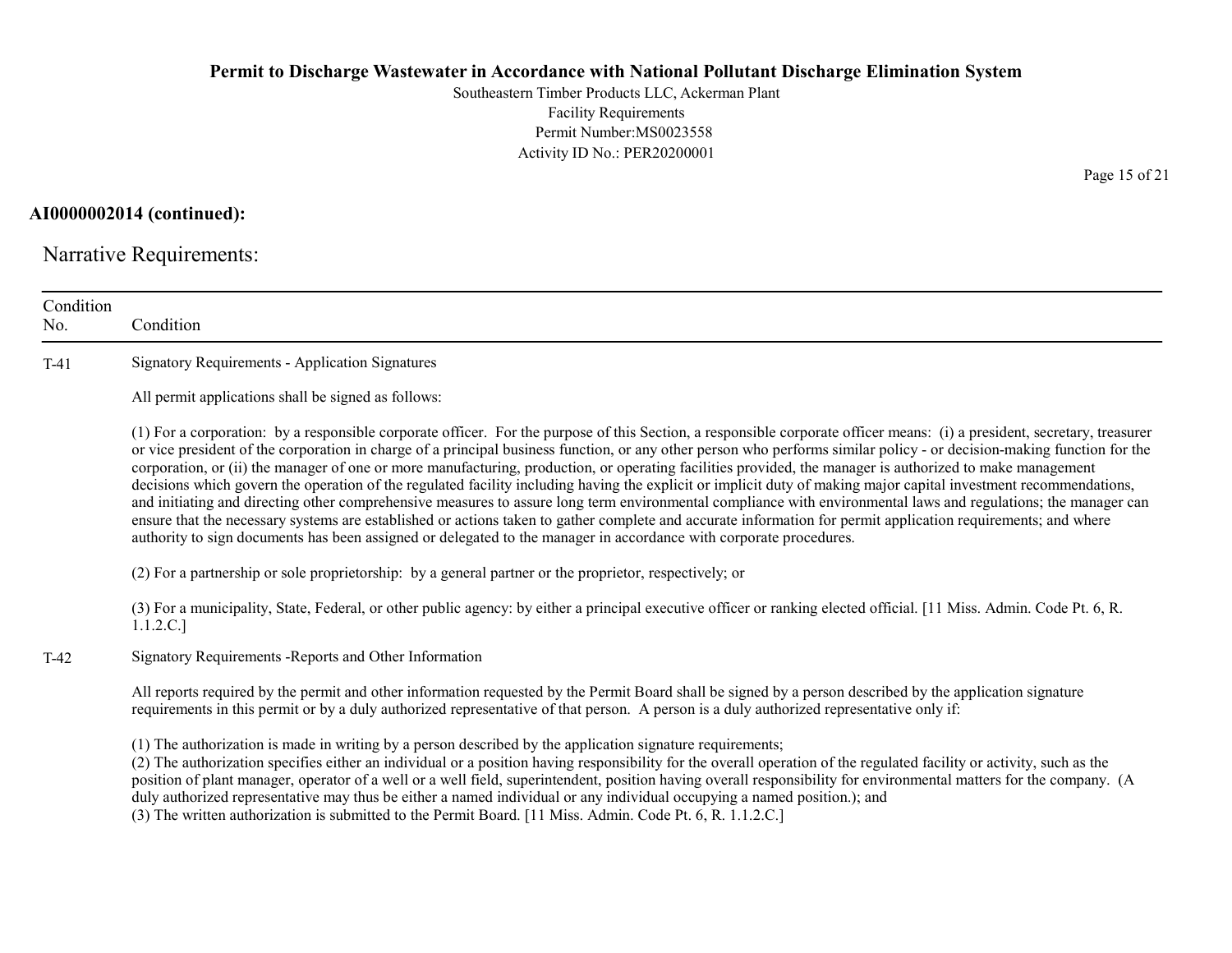**AI0000002014 (continued):**

Narrative Requirements:

| Condition No. | Condition |
|---|---|
| T-41 | Signatory Requirements - Application Signatures<br><br>All permit applications shall be signed as follows:<br><br>(1) For a corporation: by a responsible corporate officer. For the purpose of this Section, a responsible corporate officer means: (i) a president, secretary, treasurer or vice president of the corporation in charge of a principal business function, or any other person who performs similar policy - or decision-making function for the corporation, or (ii) the manager of one or more manufacturing, production, or operating facilities provided, the manager is authorized to make management decisions which govern the operation of the regulated facility including having the explicit or implicit duty of making major capital investment recommendations, and initiating and directing other comprehensive measures to assure long term environmental compliance with environmental laws and regulations; the manager can ensure that the necessary systems are established or actions taken to gather complete and accurate information for permit application requirements; and where authority to sign documents has been assigned or delegated to the manager in accordance with corporate procedures.<br><br>(2) For a partnership or sole proprietorship: by a general partner or the proprietor, respectively; or<br><br>(3) For a municipality, State, Federal, or other public agency: by either a principal executive officer or ranking elected official. [11 Miss. Admin. Code Pt. 6, R. 1.1.2.C.] |
| T-42 | Signatory Requirements -Reports and Other Information<br><br>All reports required by the permit and other information requested by the Permit Board shall be signed by a person described by the application signature requirements in this permit or by a duly authorized representative of that person. A person is a duly authorized representative only if:<br><br>(1) The authorization is made in writing by a person described by the application signature requirements;<br>(2) The authorization specifies either an individual or a position having responsibility for the overall operation of the regulated facility or activity, such as the position of plant manager, operator of a well or a well field, superintendent, position having overall responsibility for environmental matters for the company. (A duly authorized representative may thus be either a named individual or any individual occupying a named position.); and<br>(3) The written authorization is submitted to the Permit Board. [11 Miss. Admin. Code Pt. 6, R. 1.1.2.C.] |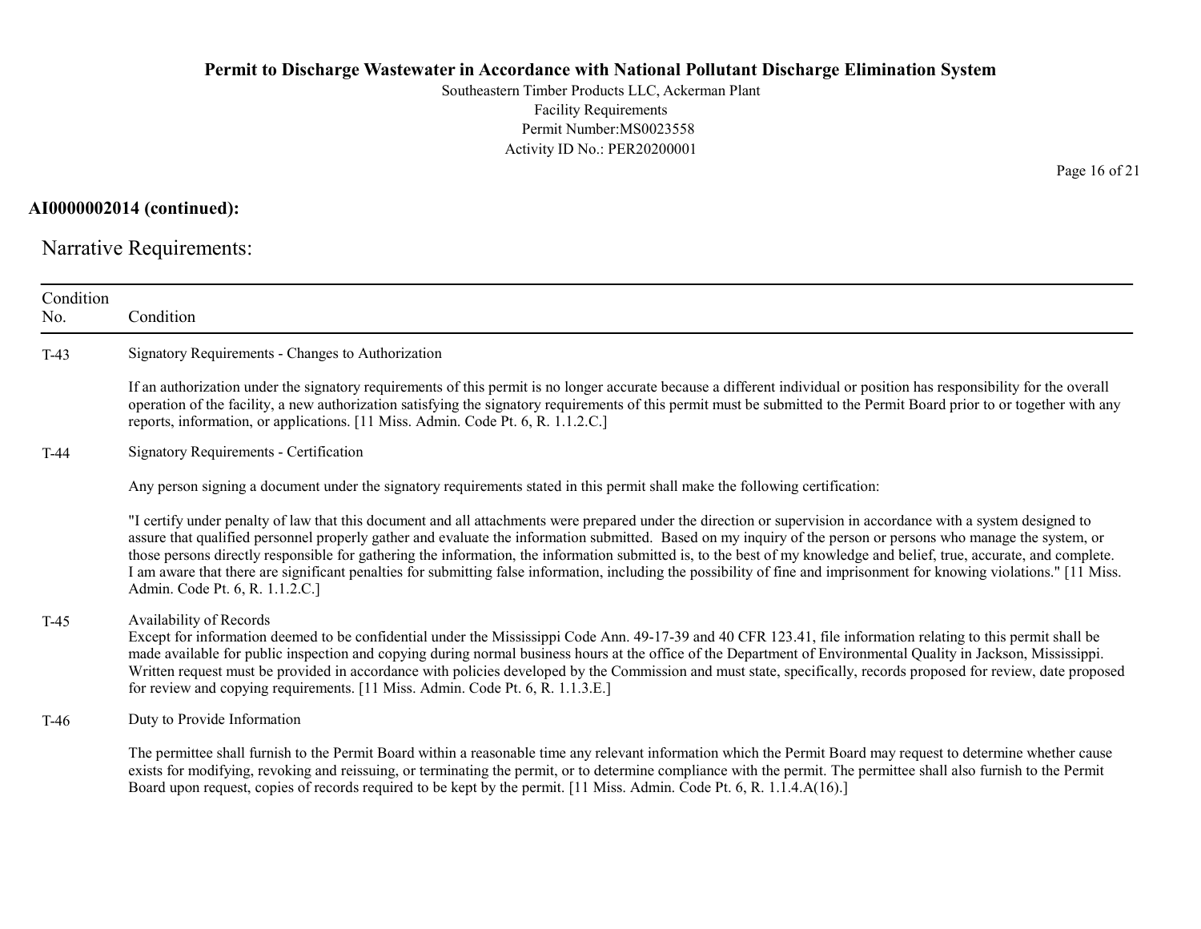**AI0000002014 (continued):**

## Narrative Requirements:

| Condition No. | Condition |
|---|---|
| T-43 | Signatory Requirements - Changes to Authorization<br><br>If an authorization under the signatory requirements of this permit is no longer accurate because a different individual or position has responsibility for the overall operation of the facility, a new authorization satisfying the signatory requirements of this permit must be submitted to the Permit Board prior to or together with any reports, information, or applications. [11 Miss. Admin. Code Pt. 6, R. 1.1.2.C.] |
| T-44 | Signatory Requirements - Certification<br><br>Any person signing a document under the signatory requirements stated in this permit shall make the following certification:<br><br>"I certify under penalty of law that this document and all attachments were prepared under the direction or supervision in accordance with a system designed to assure that qualified personnel properly gather and evaluate the information submitted. Based on my inquiry of the person or persons who manage the system, or those persons directly responsible for gathering the information, the information submitted is, to the best of my knowledge and belief, true, accurate, and complete. I am aware that there are significant penalties for submitting false information, including the possibility of fine and imprisonment for knowing violations." [11 Miss. Admin. Code Pt. 6, R. 1.1.2.C.] |
| T-45 | Availability of Records<br>Except for information deemed to be confidential under the Mississippi Code Ann. 49-17-39 and 40 CFR 123.41, file information relating to this permit shall be made available for public inspection and copying during normal business hours at the office of the Department of Environmental Quality in Jackson, Mississippi. Written request must be provided in accordance with policies developed by the Commission and must state, specifically, records proposed for review, date proposed for review and copying requirements. [11 Miss. Admin. Code Pt. 6, R. 1.1.3.E.] |
| T-46 | Duty to Provide Information<br><br>The permittee shall furnish to the Permit Board within a reasonable time any relevant information which the Permit Board may request to determine whether cause exists for modifying, revoking and reissuing, or terminating the permit, or to determine compliance with the permit. The permittee shall also furnish to the Permit Board upon request, copies of records required to be kept by the permit. [11 Miss. Admin. Code Pt. 6, R. 1.1.4.A(16).] |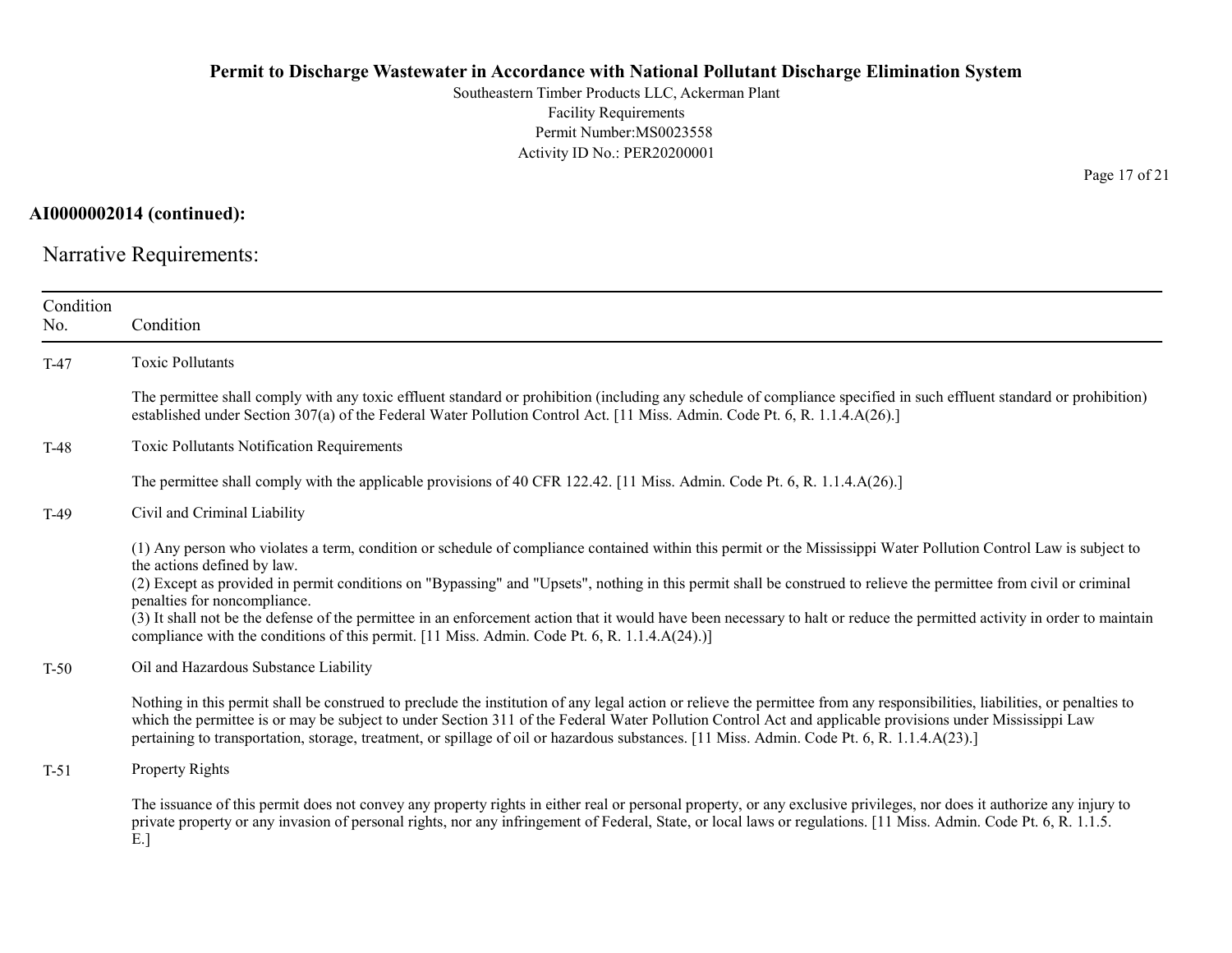**AI0000002014 (continued):**

## Narrative Requirements:

| Condition No. | Condition |
|---|---|
| T-47 | Toxic Pollutants<br><br>The permittee shall comply with any toxic effluent standard or prohibition (including any schedule of compliance specified in such effluent standard or prohibition) established under Section 307(a) of the Federal Water Pollution Control Act. [11 Miss. Admin. Code Pt. 6, R. 1.1.4.A(26).] |
| T-48 | Toxic Pollutants Notification Requirements<br><br>The permittee shall comply with the applicable provisions of 40 CFR 122.42. [11 Miss. Admin. Code Pt. 6, R. 1.1.4.A(26).] |
| T-49 | Civil and Criminal Liability<br><br>(1) Any person who violates a term, condition or schedule of compliance contained within this permit or the Mississippi Water Pollution Control Law is subject to the actions defined by law.<br>(2) Except as provided in permit conditions on "Bypassing" and "Upsets", nothing in this permit shall be construed to relieve the permittee from civil or criminal penalties for noncompliance.<br>(3) It shall not be the defense of the permittee in an enforcement action that it would have been necessary to halt or reduce the permitted activity in order to maintain compliance with the conditions of this permit. [11 Miss. Admin. Code Pt. 6, R. 1.1.4.A(24).)] |
| T-50 | Oil and Hazardous Substance Liability<br><br>Nothing in this permit shall be construed to preclude the institution of any legal action or relieve the permittee from any responsibilities, liabilities, or penalties to which the permittee is or may be subject to under Section 311 of the Federal Water Pollution Control Act and applicable provisions under Mississippi Law pertaining to transportation, storage, treatment, or spillage of oil or hazardous substances. [11 Miss. Admin. Code Pt. 6, R. 1.1.4.A(23).] |
| T-51 | Property Rights<br><br>The issuance of this permit does not convey any property rights in either real or personal property, or any exclusive privileges, nor does it authorize any injury to private property or any invasion of personal rights, nor any infringement of Federal, State, or local laws or regulations. [11 Miss. Admin. Code Pt. 6, R. 1.1.5. E.] |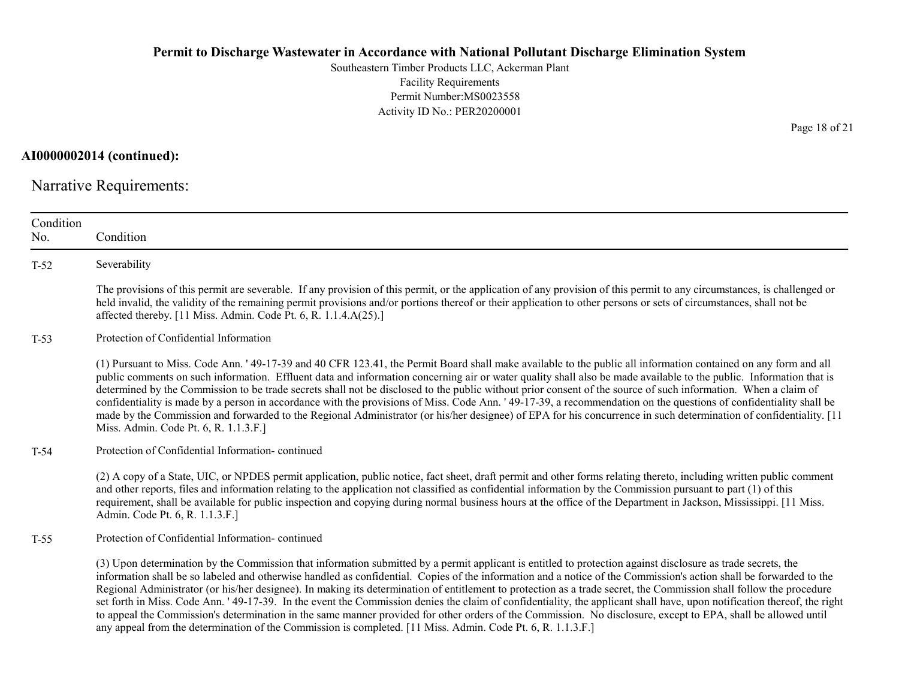**AI0000002014 (continued):**

Narrative Requirements:

| Condition No. | Condition |
|---|---|
| T-52 | Severability<br><br>The provisions of this permit are severable. If any provision of this permit, or the application of any provision of this permit to any circumstances, is challenged or held invalid, the validity of the remaining permit provisions and/or portions thereof or their application to other persons or sets of circumstances, shall not be affected thereby. [11 Miss. Admin. Code Pt. 6, R. 1.1.4.A(25).] |
| T-53 | Protection of Confidential Information<br><br>(1) Pursuant to Miss. Code Ann. ' 49-17-39 and 40 CFR 123.41, the Permit Board shall make available to the public all information contained on any form and all public comments on such information. Effluent data and information concerning air or water quality shall also be made available to the public. Information that is determined by the Commission to be trade secrets shall not be disclosed to the public without prior consent of the source of such information. When a claim of confidentiality is made by a person in accordance with the provisions of Miss. Code Ann. ' 49-17-39, a recommendation on the questions of confidentiality shall be made by the Commission and forwarded to the Regional Administrator (or his/her designee) of EPA for his concurrence in such determination of confidentiality. [11 Miss. Admin. Code Pt. 6, R. 1.1.3.F.] |
| T-54 | Protection of Confidential Information- continued<br><br>(2) A copy of a State, UIC, or NPDES permit application, public notice, fact sheet, draft permit and other forms relating thereto, including written public comment and other reports, files and information relating to the application not classified as confidential information by the Commission pursuant to part (1) of this requirement, shall be available for public inspection and copying during normal business hours at the office of the Department in Jackson, Mississippi. [11 Miss. Admin. Code Pt. 6, R. 1.1.3.F.] |
| T-55 | Protection of Confidential Information- continued<br><br>(3) Upon determination by the Commission that information submitted by a permit applicant is entitled to protection against disclosure as trade secrets, the information shall be so labeled and otherwise handled as confidential. Copies of the information and a notice of the Commission's action shall be forwarded to the Regional Administrator (or his/her designee). In making its determination of entitlement to protection as a trade secret, the Commission shall follow the procedure set forth in Miss. Code Ann. ' 49-17-39. In the event the Commission denies the claim of confidentiality, the applicant shall have, upon notification thereof, the right to appeal the Commission's determination in the same manner provided for other orders of the Commission. No disclosure, except to EPA, shall be allowed until any appeal from the determination of the Commission is completed. [11 Miss. Admin. Code Pt. 6, R. 1.1.3.F.] |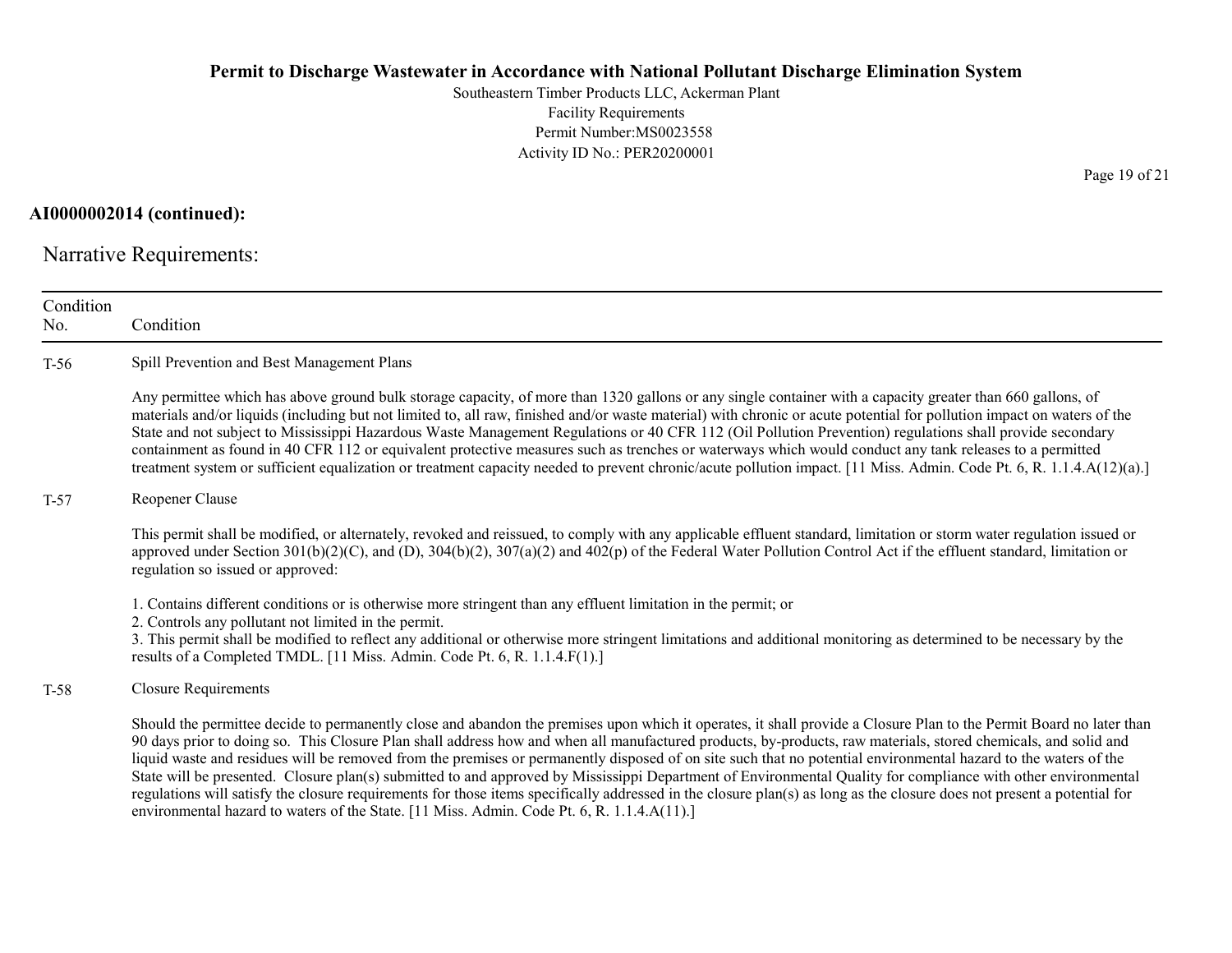**AI0000002014 (continued):**

## Narrative Requirements:

| Condition No. | Condition |
|---|---|
| T-56 | Spill Prevention and Best Management Plans<br><br>Any permittee which has above ground bulk storage capacity, of more than 1320 gallons or any single container with a capacity greater than 660 gallons, of materials and/or liquids (including but not limited to, all raw, finished and/or waste material) with chronic or acute potential for pollution impact on waters of the State and not subject to Mississippi Hazardous Waste Management Regulations or 40 CFR 112 (Oil Pollution Prevention) regulations shall provide secondary containment as found in 40 CFR 112 or equivalent protective measures such as trenches or waterways which would conduct any tank releases to a permitted treatment system or sufficient equalization or treatment capacity needed to prevent chronic/acute pollution impact. [11 Miss. Admin. Code Pt. 6, R. 1.1.4.A(12)(a).] |
| T-57 | Reopener Clause<br><br>This permit shall be modified, or alternately, revoked and reissued, to comply with any applicable effluent standard, limitation or storm water regulation issued or approved under Section 301(b)(2)(C), and (D), 304(b)(2), 307(a)(2) and 402(p) of the Federal Water Pollution Control Act if the effluent standard, limitation or regulation so issued or approved:<br><br>1. Contains different conditions or is otherwise more stringent than any effluent limitation in the permit; or<br>2. Controls any pollutant not limited in the permit.<br>3. This permit shall be modified to reflect any additional or otherwise more stringent limitations and additional monitoring as determined to be necessary by the results of a Completed TMDL. [11 Miss. Admin. Code Pt. 6, R. 1.1.4.F(1).] |
| T-58 | Closure Requirements<br><br>Should the permittee decide to permanently close and abandon the premises upon which it operates, it shall provide a Closure Plan to the Permit Board no later than 90 days prior to doing so. This Closure Plan shall address how and when all manufactured products, by-products, raw materials, stored chemicals, and solid and liquid waste and residues will be removed from the premises or permanently disposed of on site such that no potential environmental hazard to the waters of the State will be presented. Closure plan(s) submitted to and approved by Mississippi Department of Environmental Quality for compliance with other environmental regulations will satisfy the closure requirements for those items specifically addressed in the closure plan(s) as long as the closure does not present a potential for environmental hazard to waters of the State. [11 Miss. Admin. Code Pt. 6, R. 1.1.4.A(11).] |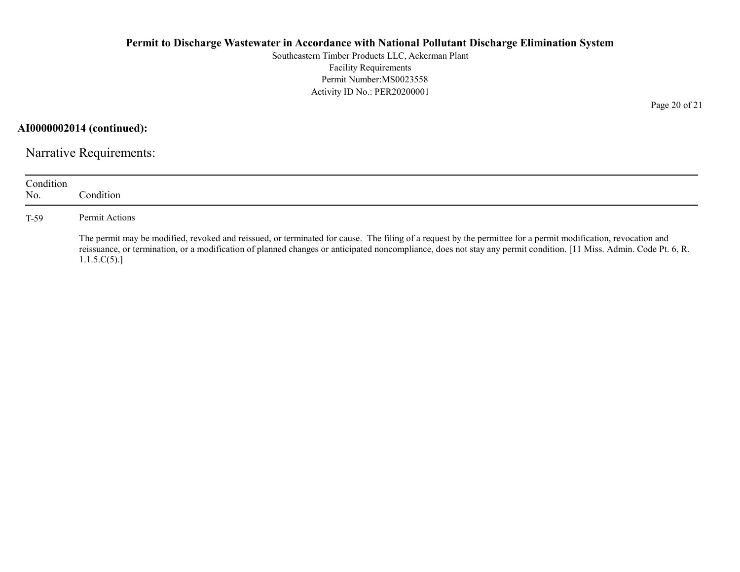**AI0000002014 (continued):**

## Narrative Requirements:

| Condition No. | Condition |
|---|---|
| T-59 | Permit Actions<br><br>The permit may be modified, revoked and reissued, or terminated for cause. The filing of a request by the permittee for a permit modification, revocation and reissuance, or termination, or a modification of planned changes or anticipated noncompliance, does not stay any permit condition. [11 Miss. Admin. Code Pt. 6, R. 1.1.5.C(5).] |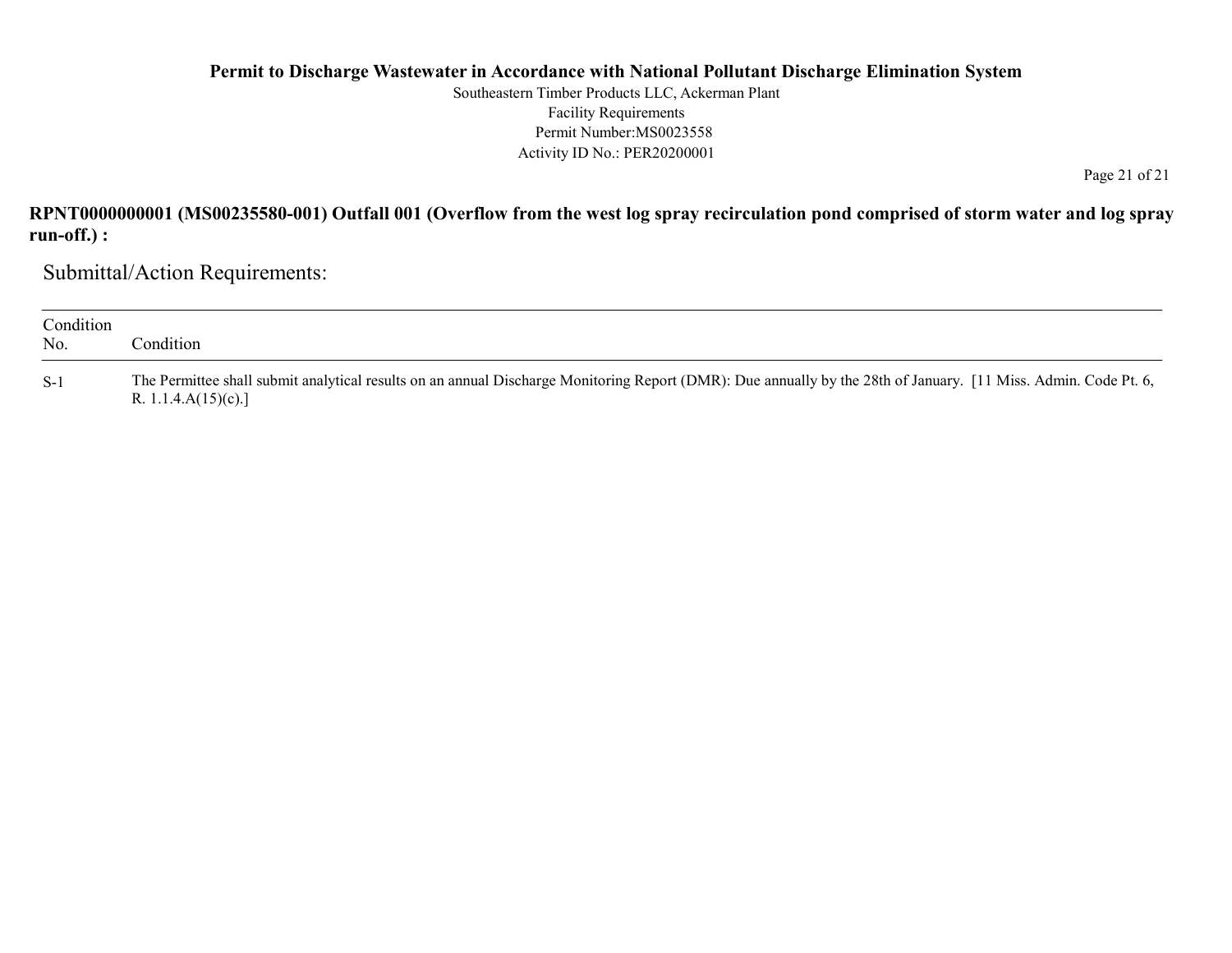**RPNT0000000001 (MS00235580-001) Outfall 001 (Overflow from the west log spray recirculation pond comprised of storm water and log spray run-off.) :**

## Submittal/Action Requirements:

| Condition No. | Condition |
|---|---|
| S-1 | The Permittee shall submit analytical results on an annual Discharge Monitoring Report (DMR): Due annually by the 28th of January. [11 Miss. Admin. Code Pt. 6, R. 1.1.4.A(15)(c).] |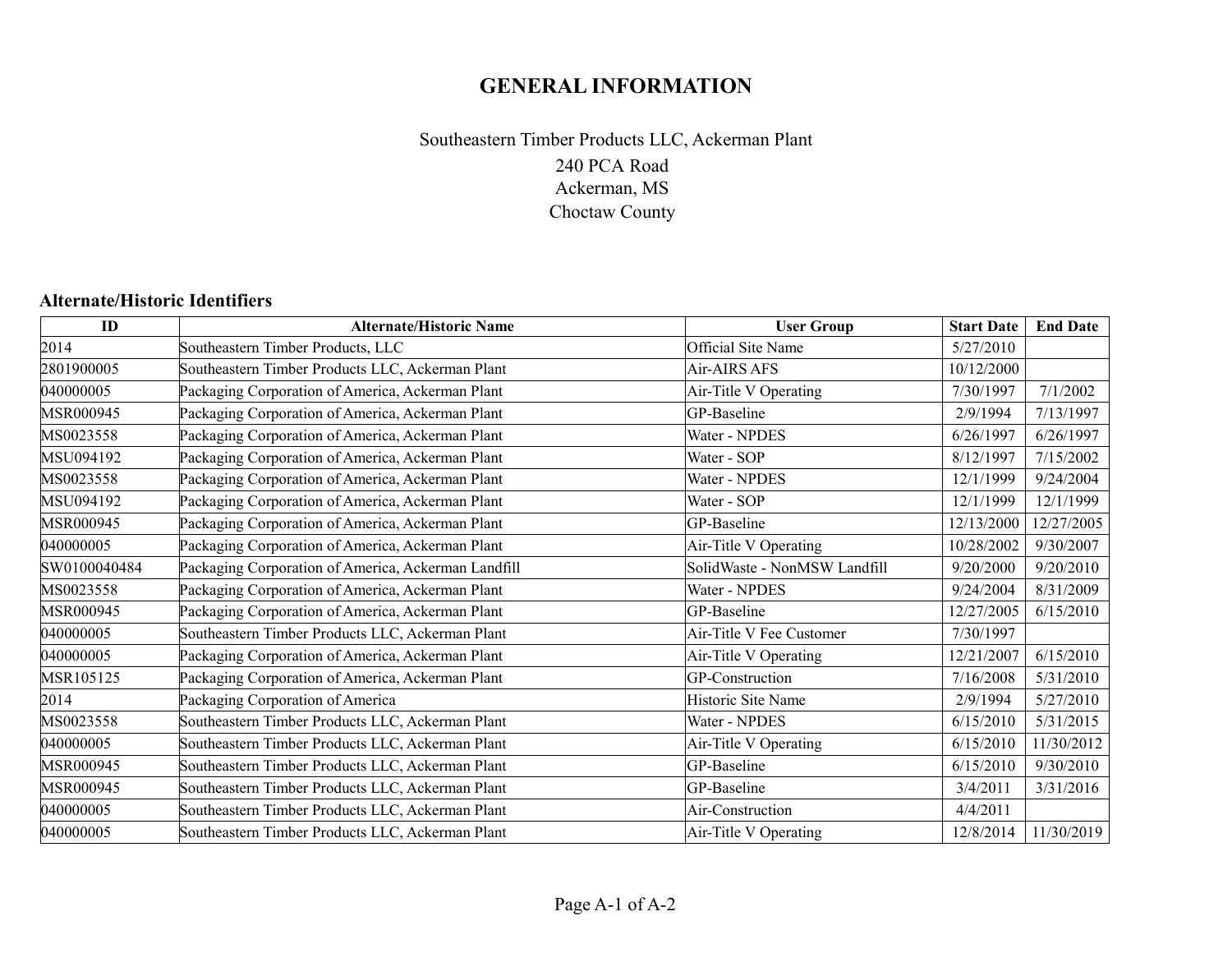# GENERAL INFORMATION

Southeastern Timber Products LLC, Ackerman Plant
240 PCA Road
Ackerman, MS
Choctaw County

### Alternate/Historic Identifiers

| ID | Alternate/Historic Name | User Group | Start Date | End Date |
|---|---|---|---|---|
| 2014 | Southeastern Timber Products, LLC | Official Site Name | 5/27/2010 | |
| 2801900005 | Southeastern Timber Products LLC, Ackerman Plant | Air-AIRS AFS | 10/12/2000 | |
| 040000005 | Packaging Corporation of America, Ackerman Plant | Air-Title V Operating | 7/30/1997 | 7/1/2002 |
| MSR000945 | Packaging Corporation of America, Ackerman Plant | GP-Baseline | 2/9/1994 | 7/13/1997 |
| MS0023558 | Packaging Corporation of America, Ackerman Plant | Water - NPDES | 6/26/1997 | 6/26/1997 |
| MSU094192 | Packaging Corporation of America, Ackerman Plant | Water - SOP | 8/12/1997 | 7/15/2002 |
| MS0023558 | Packaging Corporation of America, Ackerman Plant | Water - NPDES | 12/1/1999 | 9/24/2004 |
| MSU094192 | Packaging Corporation of America, Ackerman Plant | Water - SOP | 12/1/1999 | 12/1/1999 |
| MSR000945 | Packaging Corporation of America, Ackerman Plant | GP-Baseline | 12/13/2000 | 12/27/2005 |
| 040000005 | Packaging Corporation of America, Ackerman Plant | Air-Title V Operating | 10/28/2002 | 9/30/2007 |
| SW0100040484 | Packaging Corporation of America, Ackerman Landfill | SolidWaste - NonMSW Landfill | 9/20/2000 | 9/20/2010 |
| MS0023558 | Packaging Corporation of America, Ackerman Plant | Water - NPDES | 9/24/2004 | 8/31/2009 |
| MSR000945 | Packaging Corporation of America, Ackerman Plant | GP-Baseline | 12/27/2005 | 6/15/2010 |
| 040000005 | Southeastern Timber Products LLC, Ackerman Plant | Air-Title V Fee Customer | 7/30/1997 | |
| 040000005 | Packaging Corporation of America, Ackerman Plant | Air-Title V Operating | 12/21/2007 | 6/15/2010 |
| MSR105125 | Packaging Corporation of America, Ackerman Plant | GP-Construction | 7/16/2008 | 5/31/2010 |
| 2014 | Packaging Corporation of America | Historic Site Name | 2/9/1994 | 5/27/2010 |
| MS0023558 | Southeastern Timber Products LLC, Ackerman Plant | Water - NPDES | 6/15/2010 | 5/31/2015 |
| 040000005 | Southeastern Timber Products LLC, Ackerman Plant | Air-Title V Operating | 6/15/2010 | 11/30/2012 |
| MSR000945 | Southeastern Timber Products LLC, Ackerman Plant | GP-Baseline | 6/15/2010 | 9/30/2010 |
| MSR000945 | Southeastern Timber Products LLC, Ackerman Plant | GP-Baseline | 3/4/2011 | 3/31/2016 |
| 040000005 | Southeastern Timber Products LLC, Ackerman Plant | Air-Construction | 4/4/2011 | |
| 040000005 | Southeastern Timber Products LLC, Ackerman Plant | Air-Title V Operating | 12/8/2014 | 11/30/2019 |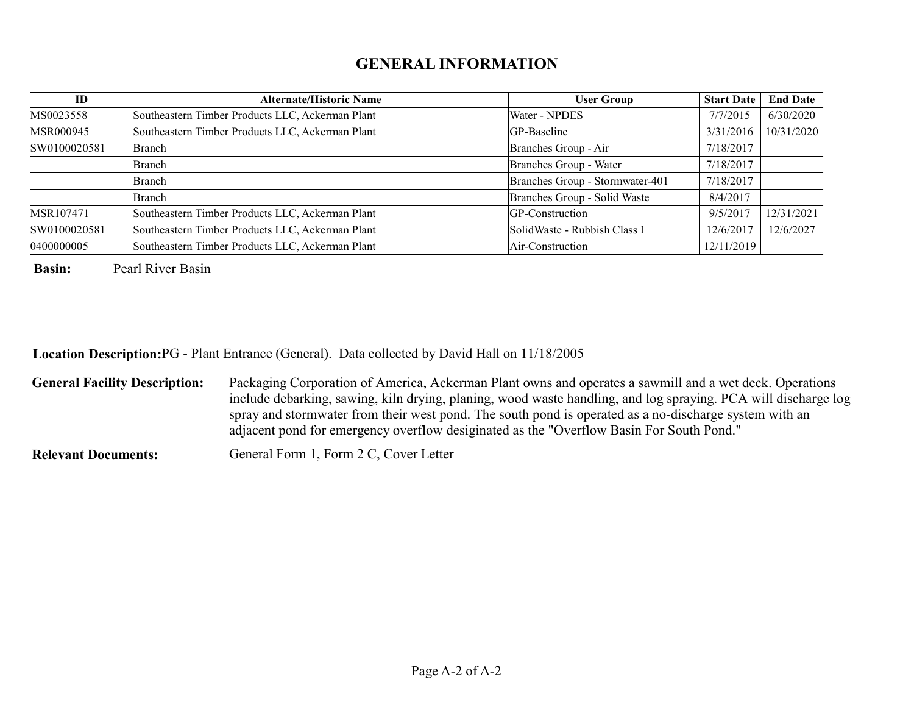# GENERAL INFORMATION

| ID | Alternate/Historic Name | User Group | Start Date | End Date |
|---|---|---|---|---|
| MS0023558 | Southeastern Timber Products LLC, Ackerman Plant | Water - NPDES | 7/7/2015 | 6/30/2020 |
| MSR000945 | Southeastern Timber Products LLC, Ackerman Plant | GP-Baseline | 3/31/2016 | 10/31/2020 |
| SW0100020581 | Branch | Branches Group - Air | 7/18/2017 | |
| | Branch | Branches Group - Water | 7/18/2017 | |
| | Branch | Branches Group - Stormwater-401 | 7/18/2017 | |
| | Branch | Branches Group - Solid Waste | 8/4/2017 | |
| MSR107471 | Southeastern Timber Products LLC, Ackerman Plant | GP-Construction | 9/5/2017 | 12/31/2021 |
| SW0100020581 | Southeastern Timber Products LLC, Ackerman Plant | SolidWaste - Rubbish Class I | 12/6/2017 | 12/6/2027 |
| 0400000005 | Southeastern Timber Products LLC, Ackerman Plant | Air-Construction | 12/11/2019 | |

**Basin:** Pearl River Basin

**Location Description:** PG - Plant Entrance (General). Data collected by David Hall on 11/18/2005

**General Facility Description:** Packaging Corporation of America, Ackerman Plant owns and operates a sawmill and a wet deck. Operations include debarking, sawing, kiln drying, planing, wood waste handling, and log spraying. PCA will discharge log spray and stormwater from their west pond. The south pond is operated as a no-discharge system with an adjacent pond for emergency overflow desiginated as the "Overflow Basin For South Pond."

**Relevant Documents:** General Form 1, Form 2 C, Cover Letter